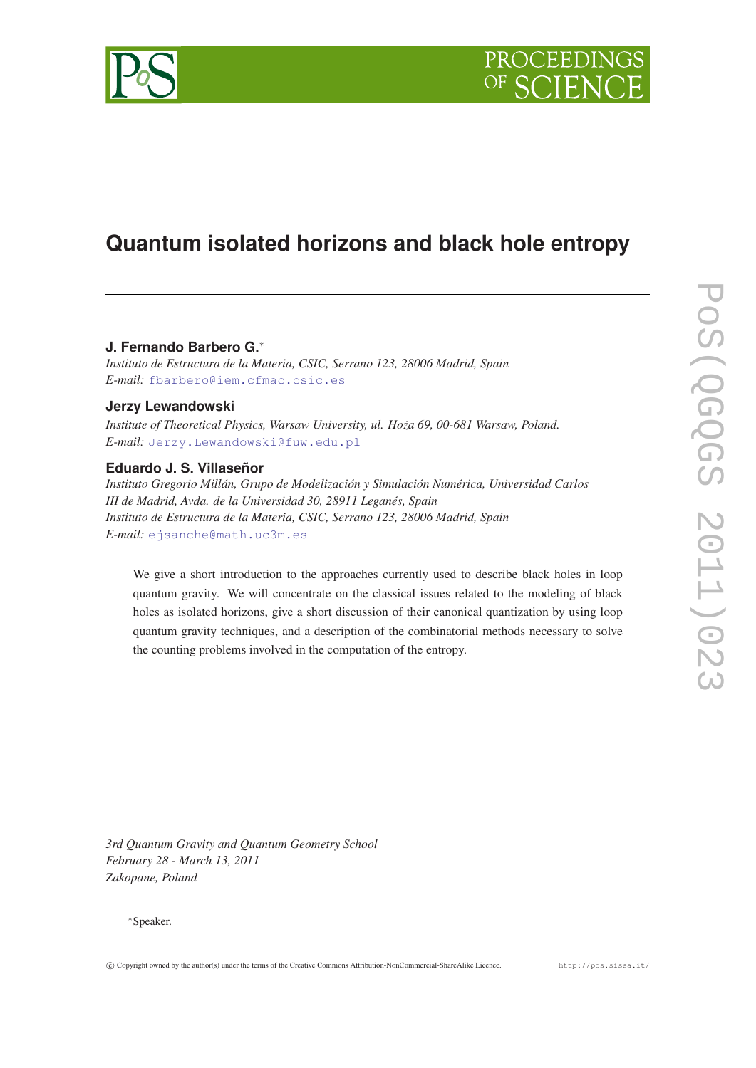# Quantum isolated horizons and black hole entropy

**J. Fernando Barbero G.***

*Instituto de Estructura de la Materia, CSIC, Serrano 123, 28006 Madrid, Spain*
*E-mail:* fbarbero@iem.cfmac.csic.es

**Jerzy Lewandowski**

*Institute of Theoretical Physics, Warsaw University, ul. Hoża 69, 00-681 Warsaw, Poland.*
*E-mail:* Jerzy.Lewandowski@fuw.edu.pl

**Eduardo J. S. Villaseñor**

*Instituto Gregorio Millán, Grupo de Modelización y Simulación Numérica, Universidad Carlos III de Madrid, Avda. de la Universidad 30, 28911 Leganés, Spain*
*Instituto de Estructura de la Materia, CSIC, Serrano 123, 28006 Madrid, Spain*
*E-mail:* ejsanche@math.uc3m.es

We give a short introduction to the approaches currently used to describe black holes in loop quantum gravity. We will concentrate on the classical issues related to the modeling of black holes as isolated horizons, give a short discussion of their canonical quantization by using loop quantum gravity techniques, and a description of the combinatorial methods necessary to solve the counting problems involved in the computation of the entropy.

*3rd Quantum Gravity and Quantum Geometry School*
*February 28 - March 13, 2011*
*Zakopane, Poland*

*Speaker.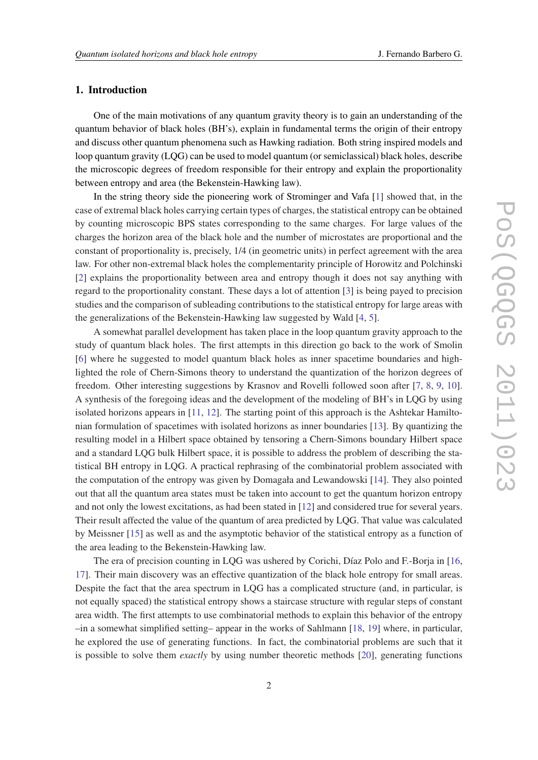## 1. Introduction

One of the main motivations of any quantum gravity theory is to gain an understanding of the quantum behavior of black holes (BH's), explain in fundamental terms the origin of their entropy and discuss other quantum phenomena such as Hawking radiation. Both string inspired models and loop quantum gravity (LQG) can be used to model quantum (or semiclassical) black holes, describe the microscopic degrees of freedom responsible for their entropy and explain the proportionality between entropy and area (the Bekenstein-Hawking law).

In the string theory side the pioneering work of Strominger and Vafa [1] showed that, in the case of extremal black holes carrying certain types of charges, the statistical entropy can be obtained by counting microscopic BPS states corresponding to the same charges. For large values of the charges the horizon area of the black hole and the number of microstates are proportional and the constant of proportionality is, precisely, 1/4 (in geometric units) in perfect agreement with the area law. For other non-extremal black holes the complementarity principle of Horowitz and Polchinski [2] explains the proportionality between area and entropy though it does not say anything with regard to the proportionality constant. These days a lot of attention [3] is being payed to precision studies and the comparison of subleading contributions to the statistical entropy for large areas with the generalizations of the Bekenstein-Hawking law suggested by Wald [4, 5].

A somewhat parallel development has taken place in the loop quantum gravity approach to the study of quantum black holes. The first attempts in this direction go back to the work of Smolin [6] where he suggested to model quantum black holes as inner spacetime boundaries and highlighted the role of Chern-Simons theory to understand the quantization of the horizon degrees of freedom. Other interesting suggestions by Krasnov and Rovelli followed soon after [7, 8, 9, 10]. A synthesis of the foregoing ideas and the development of the modeling of BH's in LQG by using isolated horizons appears in [11, 12]. The starting point of this approach is the Ashtekar Hamiltonian formulation of spacetimes with isolated horizons as inner boundaries [13]. By quantizing the resulting model in a Hilbert space obtained by tensoring a Chern-Simons boundary Hilbert space and a standard LQG bulk Hilbert space, it is possible to address the problem of describing the statistical BH entropy in LQG. A practical rephrasing of the combinatorial problem associated with the computation of the entropy was given by Domagała and Lewandowski [14]. They also pointed out that all the quantum area states must be taken into account to get the quantum horizon entropy and not only the lowest excitations, as had been stated in [12] and considered true for several years. Their result affected the value of the quantum of area predicted by LQG. That value was calculated by Meissner [15] as well as and the asymptotic behavior of the statistical entropy as a function of the area leading to the Bekenstein-Hawking law.

The era of precision counting in LQG was ushered by Corichi, Díaz Polo and F.-Borja in [16, 17]. Their main discovery was an effective quantization of the black hole entropy for small areas. Despite the fact that the area spectrum in LQG has a complicated structure (and, in particular, is not equally spaced) the statistical entropy shows a staircase structure with regular steps of constant area width. The first attempts to use combinatorial methods to explain this behavior of the entropy –in a somewhat simplified setting– appear in the works of Sahlmann [18, 19] where, in particular, he explored the use of generating functions. In fact, the combinatorial problems are such that it is possible to solve them *exactly* by using number theoretic methods [20], generating functions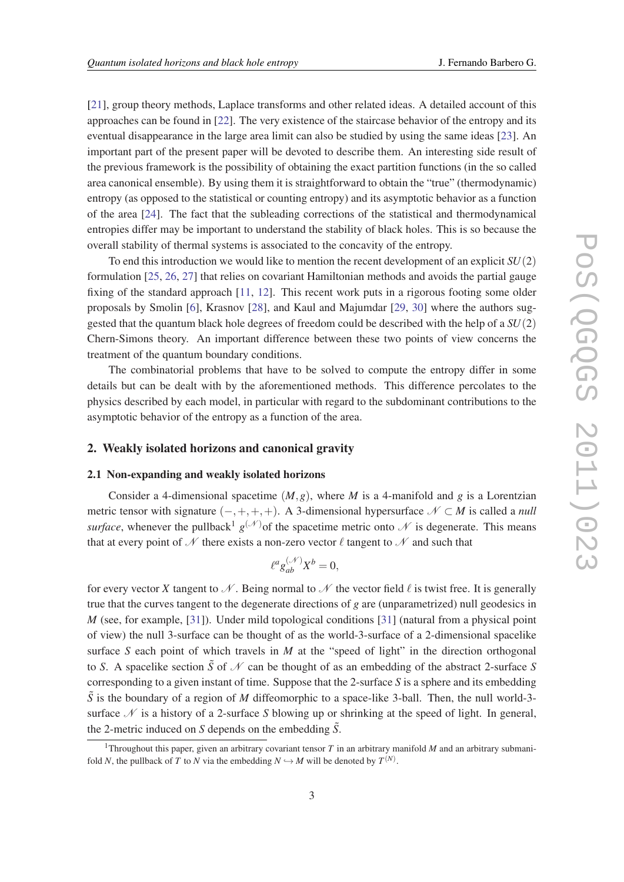[21], group theory methods, Laplace transforms and other related ideas. A detailed account of this approaches can be found in [22]. The very existence of the staircase behavior of the entropy and its eventual disappearance in the large area limit can also be studied by using the same ideas [23]. An important part of the present paper will be devoted to describe them. An interesting side result of the previous framework is the possibility of obtaining the exact partition functions (in the so called area canonical ensemble). By using them it is straightforward to obtain the "true" (thermodynamic) entropy (as opposed to the statistical or counting entropy) and its asymptotic behavior as a function of the area [24]. The fact that the subleading corrections of the statistical and thermodynamical entropies differ may be important to understand the stability of black holes. This is so because the overall stability of thermal systems is associated to the concavity of the entropy.

To end this introduction we would like to mention the recent development of an explicit $SU(2)$ formulation [25, 26, 27] that relies on covariant Hamiltonian methods and avoids the partial gauge fixing of the standard approach [11, 12]. This recent work puts in a rigorous footing some older proposals by Smolin [6], Krasnov [28], and Kaul and Majumdar [29, 30] where the authors suggested that the quantum black hole degrees of freedom could be described with the help of a $SU(2)$ Chern-Simons theory. An important difference between these two points of view concerns the treatment of the quantum boundary conditions.

The combinatorial problems that have to be solved to compute the entropy differ in some details but can be dealt with by the aforementioned methods. This difference percolates to the physics described by each model, in particular with regard to the subdominant contributions to the asymptotic behavior of the entropy as a function of the area.

## 2. Weakly isolated horizons and canonical gravity

### 2.1 Non-expanding and weakly isolated horizons

Consider a 4-dimensional spacetime $(M,g)$, where $M$ is a 4-manifold and $g$ is a Lorentzian metric tensor with signature $(-,+,+,+)$. A 3-dimensional hypersurface $\mathscr{N}\subset M$ is called a *null surface*, whenever the pullback[1] $g^{(\mathscr{N})}$of the spacetime metric onto $\mathscr{N}$ is degenerate. This means that at every point of $\mathscr{N}$ there exists a non-zero vector $\ell$ tangent to $\mathscr{N}$ and such that

$$\ell^a g_{ab}^{(\mathscr{N})} X^b = 0,$$

for every vector $X$ tangent to $\mathscr{N}$. Being normal to $\mathscr{N}$ the vector field $\ell$ is twist free. It is generally true that the curves tangent to the degenerate directions of $g$ are (unparametrized) null geodesics in $M$ (see, for example, [31]). Under mild topological conditions [31] (natural from a physical point of view) the null 3-surface can be thought of as the world-3-surface of a 2-dimensional spacelike surface $S$ each point of which travels in $M$ at the "speed of light" in the direction orthogonal to $S$. A spacelike section $\tilde{S}$ of $\mathscr{N}$ can be thought of as an embedding of the abstract 2-surface $S$ corresponding to a given instant of time. Suppose that the 2-surface $S$ is a sphere and its embedding $\tilde{S}$ is the boundary of a region of $M$ diffeomorphic to a space-like 3-ball. Then, the null world-3-surface $\mathscr{N}$ is a history of a 2-surface $S$ blowing up or shrinking at the speed of light. In general, the 2-metric induced on $S$ depends on the embedding $\tilde{S}$.

[1] Throughout this paper, given an arbitrary covariant tensor $T$ in an arbitrary manifold $M$ and an arbitrary submanifold $N$, the pullback of $T$ to $N$ via the embedding $N\hookrightarrow M$ will be denoted by $T^{(N)}$.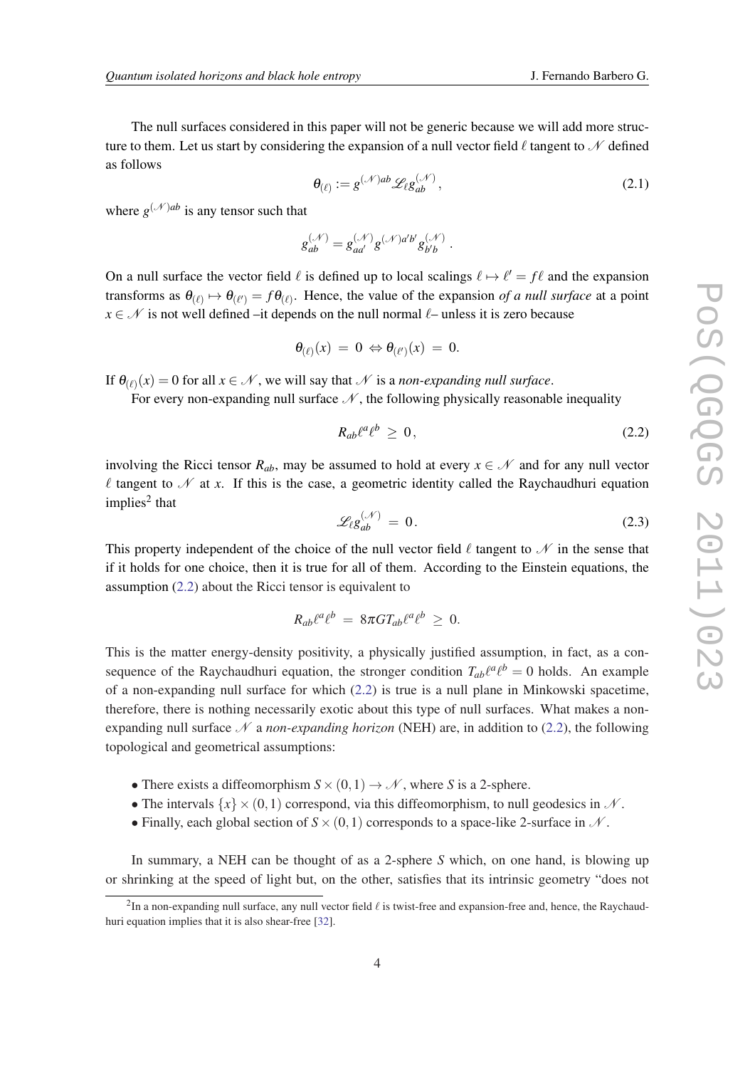The null surfaces considered in this paper will not be generic because we will add more structure to them. Let us start by considering the expansion of a null vector field $\ell$ tangent to $\mathscr{N}$ defined as follows

$$\theta_{(\ell)} := g^{(\mathscr{N})ab} \mathscr{L}_\ell g^{(\mathscr{N})}_{ab}\,, \tag{2.1}$$

where $g^{(\mathscr{N})ab}$ is any tensor such that

$$g^{(\mathscr{N})}_{ab} = g^{(\mathscr{N})}_{aa'} g^{(\mathscr{N})a'b'} g^{(\mathscr{N})}_{b'b}\,.$$

On a null surface the vector field $\ell$ is defined up to local scalings $\ell \mapsto \ell' = f\ell$ and the expansion transforms as $\theta_{(\ell)} \mapsto \theta_{(\ell')} = f\theta_{(\ell)}$. Hence, the value of the expansion *of a null surface* at a point $x \in \mathscr{N}$ is not well defined –it depends on the null normal $\ell$– unless it is zero because

$$\theta_{(\ell)}(x) \;=\; 0 \Leftrightarrow \theta_{(\ell')}(x) \;=\; 0.$$

If $\theta_{(\ell)}(x) = 0$ for all $x \in \mathscr{N}$, we will say that $\mathscr{N}$ is a *non-expanding null surface*.

For every non-expanding null surface $\mathscr{N}$, the following physically reasonable inequality

$$R_{ab}\ell^a\ell^b \;\geq\; 0\,, \tag{2.2}$$

involving the Ricci tensor $R_{ab}$, may be assumed to hold at every $x \in \mathscr{N}$ and for any null vector $\ell$ tangent to $\mathscr{N}$ at $x$. If this is the case, a geometric identity called the Raychaudhuri equation implies[2] that

$$\mathscr{L}_\ell g^{(\mathscr{N})}_{ab} \;=\; 0\,. \tag{2.3}$$

This property independent of the choice of the null vector field $\ell$ tangent to $\mathscr{N}$ in the sense that if it holds for one choice, then it is true for all of them. According to the Einstein equations, the assumption (2.2) about the Ricci tensor is equivalent to

$$R_{ab}\ell^a\ell^b \;=\; 8\pi G T_{ab}\ell^a\ell^b \;\geq\; 0.$$

This is the matter energy-density positivity, a physically justified assumption, in fact, as a consequence of the Raychaudhuri equation, the stronger condition $T_{ab}\ell^a\ell^b = 0$ holds. An example of a non-expanding null surface for which (2.2) is true is a null plane in Minkowski spacetime, therefore, there is nothing necessarily exotic about this type of null surfaces. What makes a non-expanding null surface $\mathscr{N}$ a *non-expanding horizon* (NEH) are, in addition to (2.2), the following topological and geometrical assumptions:

- There exists a diffeomorphism $S \times (0,1) \to \mathscr{N}$, where $S$ is a 2-sphere.
- The intervals $\{x\} \times (0,1)$ correspond, via this diffeomorphism, to null geodesics in $\mathscr{N}$.
- Finally, each global section of $S \times (0,1)$ corresponds to a space-like 2-surface in $\mathscr{N}$.

In summary, a NEH can be thought of as a 2-sphere $S$ which, on one hand, is blowing up or shrinking at the speed of light but, on the other, satisfies that its intrinsic geometry “does not

[2] In a non-expanding null surface, any null vector field $\ell$ is twist-free and expansion-free and, hence, the Raychaudhuri equation implies that it is also shear-free [32].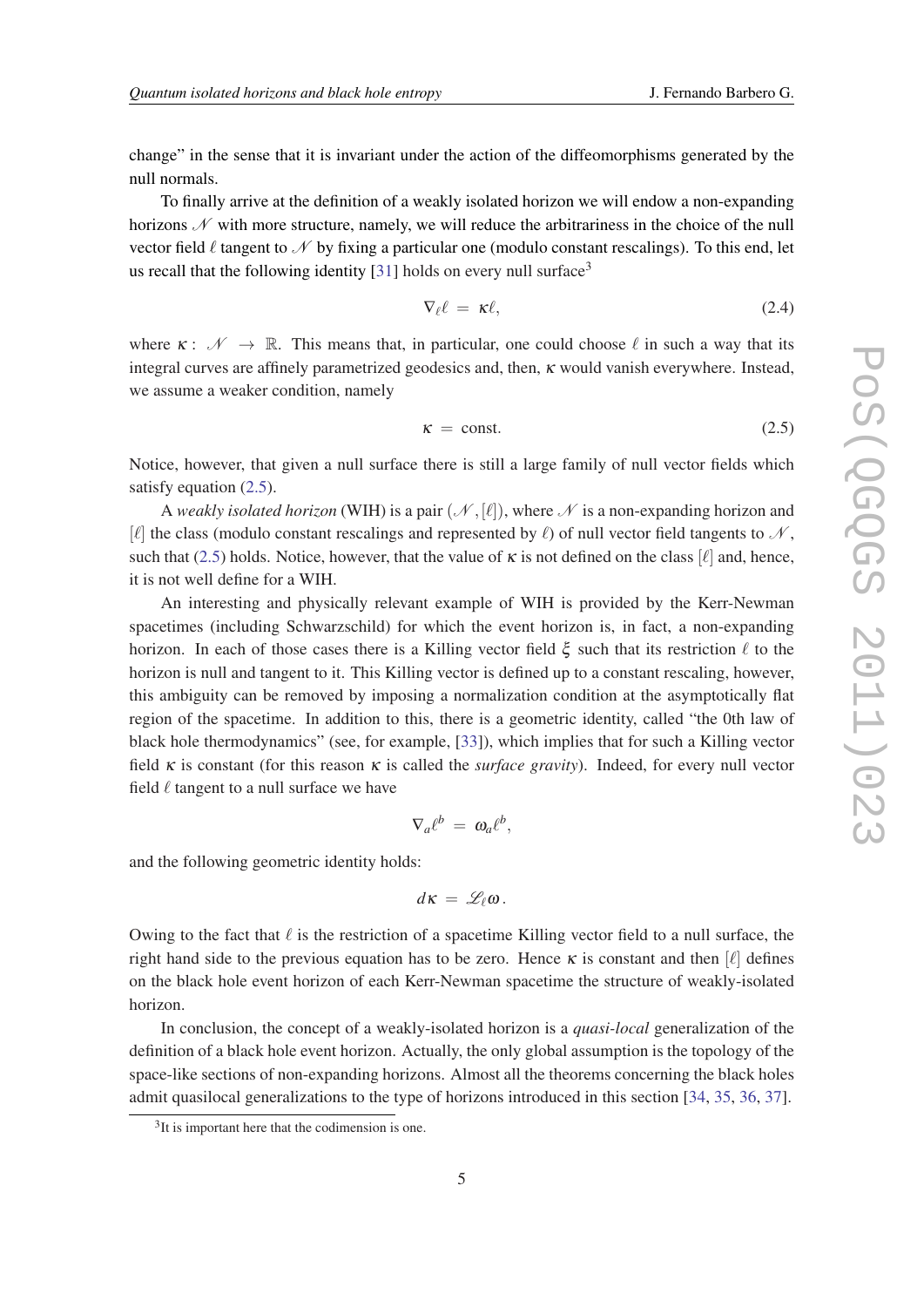change" in the sense that it is invariant under the action of the diffeomorphisms generated by the null normals.

To finally arrive at the definition of a weakly isolated horizon we will endow a non-expanding horizons $\mathscr{N}$ with more structure, namely, we will reduce the arbitrariness in the choice of the null vector field $\ell$ tangent to $\mathscr{N}$ by fixing a particular one (modulo constant rescalings). To this end, let us recall that the following identity [31] holds on every null surface[3]

$$\nabla_\ell \ell \; = \; \kappa \ell, \tag{2.4}$$

where $\kappa : \; \mathscr{N} \; \to \; \mathbb{R}$. This means that, in particular, one could choose $\ell$ in such a way that its integral curves are affinely parametrized geodesics and, then, $\kappa$ would vanish everywhere. Instead, we assume a weaker condition, namely

$$\kappa \; = \; \text{const.} \tag{2.5}$$

Notice, however, that given a null surface there is still a large family of null vector fields which satisfy equation (2.5).

A *weakly isolated horizon* (WIH) is a pair $(\mathscr{N}, [\ell])$, where $\mathscr{N}$ is a non-expanding horizon and $[\ell]$ the class (modulo constant rescalings and represented by $\ell$) of null vector field tangents to $\mathscr{N}$, such that (2.5) holds. Notice, however, that the value of $\kappa$ is not defined on the class $[\ell]$ and, hence, it is not well define for a WIH.

An interesting and physically relevant example of WIH is provided by the Kerr-Newman spacetimes (including Schwarzschild) for which the event horizon is, in fact, a non-expanding horizon. In each of those cases there is a Killing vector field $\xi$ such that its restriction $\ell$ to the horizon is null and tangent to it. This Killing vector is defined up to a constant rescaling, however, this ambiguity can be removed by imposing a normalization condition at the asymptotically flat region of the spacetime. In addition to this, there is a geometric identity, called "the 0th law of black hole thermodynamics" (see, for example, [33]), which implies that for such a Killing vector field $\kappa$ is constant (for this reason $\kappa$ is called the *surface gravity*). Indeed, for every null vector field $\ell$ tangent to a null surface we have

$$\nabla_a \ell^b \; = \; \omega_a \ell^b,$$

and the following geometric identity holds:

$$d\kappa \; = \; \mathscr{L}_\ell \omega \, .$$

Owing to the fact that $\ell$ is the restriction of a spacetime Killing vector field to a null surface, the right hand side to the previous equation has to be zero. Hence $\kappa$ is constant and then $[\ell]$ defines on the black hole event horizon of each Kerr-Newman spacetime the structure of weakly-isolated horizon.

In conclusion, the concept of a weakly-isolated horizon is a *quasi-local* generalization of the definition of a black hole event horizon. Actually, the only global assumption is the topology of the space-like sections of non-expanding horizons. Almost all the theorems concerning the black holes admit quasilocal generalizations to the type of horizons introduced in this section [34, 35, 36, 37].

[3] It is important here that the codimension is one.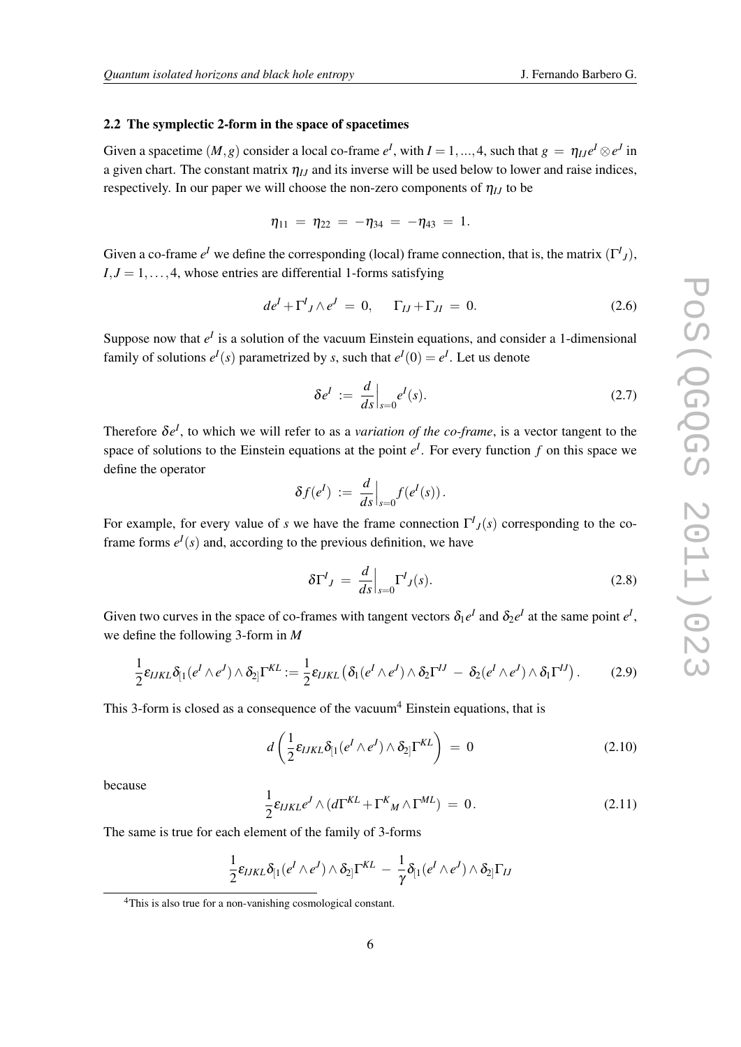### 2.2 The symplectic 2-form in the space of spacetimes

Given a spacetime $(M,g)$ consider a local co-frame $e^I$, with $I = 1,...,4$, such that $g = \eta_{IJ} e^I \otimes e^J$ in a given chart. The constant matrix $\eta_{IJ}$ and its inverse will be used below to lower and raise indices, respectively. In our paper we will choose the non-zero components of $\eta_{IJ}$ to be

$$\eta_{11} = \eta_{22} = -\eta_{34} = -\eta_{43} = 1.$$

Given a co-frame $e^I$ we define the corresponding (local) frame connection, that is, the matrix $(\Gamma^I{}_J)$, $I,J = 1,\ldots,4$, whose entries are differential 1-forms satisfying

$$de^I + \Gamma^I{}_J \wedge e^J = 0, \qquad \Gamma_{IJ} + \Gamma_{JI} = 0. \tag{2.6}$$

Suppose now that $e^I$ is a solution of the vacuum Einstein equations, and consider a 1-dimensional family of solutions $e^I(s)$ parametrized by $s$, such that $e^I(0) = e^I$. Let us denote

$$\delta e^I := \frac{d}{ds}\Big|_{s=0} e^I(s). \tag{2.7}$$

Therefore $\delta e^I$, to which we will refer to as a *variation of the co-frame*, is a vector tangent to the space of solutions to the Einstein equations at the point $e^I$. For every function $f$ on this space we define the operator

$$\delta f(e^I) := \frac{d}{ds}\Big|_{s=0} f(e^I(s)).$$

For example, for every value of $s$ we have the frame connection $\Gamma^I{}_J(s)$ corresponding to the co-frame forms $e^I(s)$ and, according to the previous definition, we have

$$\delta \Gamma^I{}_J = \frac{d}{ds}\Big|_{s=0} \Gamma^I{}_J(s). \tag{2.8}$$

Given two curves in the space of co-frames with tangent vectors $\delta_1 e^I$ and $\delta_2 e^I$ at the same point $e^I$, we define the following 3-form in $M$

$$\frac{1}{2}\varepsilon_{IJKL}\delta_{[1}(e^I \wedge e^J)\wedge \delta_{2]}\Gamma^{KL} := \frac{1}{2}\varepsilon_{IJKL}\left(\delta_1(e^I\wedge e^J)\wedge\delta_2\Gamma^{IJ} - \delta_2(e^I\wedge e^J)\wedge\delta_1\Gamma^{IJ}\right). \tag{2.9}$$

This 3-form is closed as a consequence of the vacuum[4] Einstein equations, that is

$$d\left(\frac{1}{2}\varepsilon_{IJKL}\delta_{[1}(e^I\wedge e^J)\wedge\delta_{2]}\Gamma^{KL}\right) = 0 \tag{2.10}$$

because

$$\frac{1}{2}\varepsilon_{IJKL} e^J \wedge (d\Gamma^{KL} + \Gamma^K{}_M \wedge \Gamma^{ML}) = 0. \tag{2.11}$$

The same is true for each element of the family of 3-forms

$$\frac{1}{2}\varepsilon_{IJKL}\delta_{[1}(e^I\wedge e^J)\wedge\delta_{2]}\Gamma^{KL} - \frac{1}{\gamma}\delta_{[1}(e^I\wedge e^J)\wedge\delta_{2]}\Gamma_{IJ}$$

[4] This is also true for a non-vanishing cosmological constant.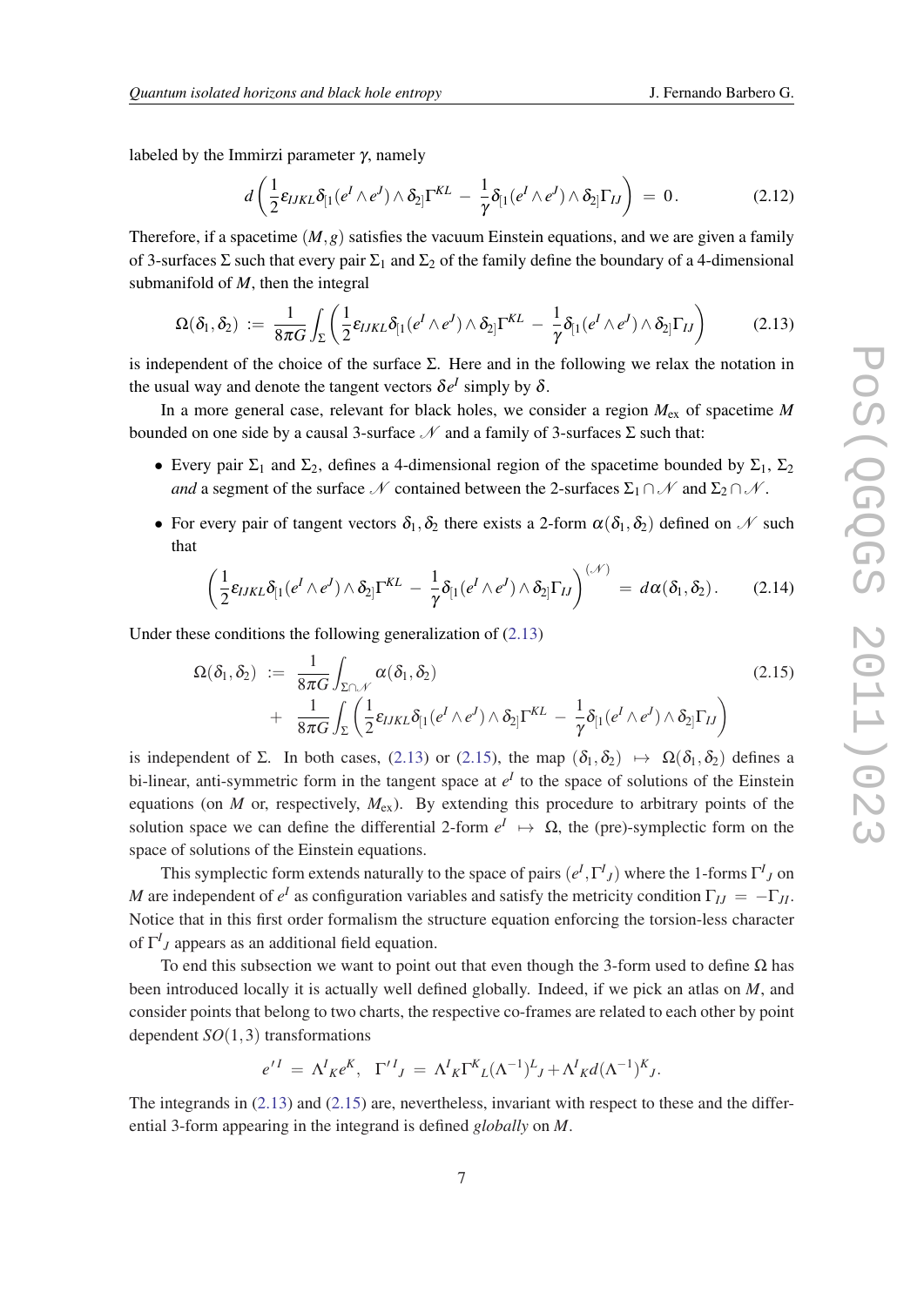labeled by the Immirzi parameter $\gamma$, namely

$$d\left(\frac{1}{2}\varepsilon_{IJKL}\delta_{[1}(e^I\wedge e^J)\wedge\delta_{2]}\Gamma^{KL}\;-\;\frac{1}{\gamma}\delta_{[1}(e^I\wedge e^J)\wedge\delta_{2]}\Gamma_{IJ}\right)\;=\;0\,. \tag{2.12}$$

Therefore, if a spacetime $(M,g)$ satisfies the vacuum Einstein equations, and we are given a family of 3-surfaces $\Sigma$ such that every pair $\Sigma_1$ and $\Sigma_2$ of the family define the boundary of a 4-dimensional submanifold of $M$, then the integral

$$\Omega(\delta_1,\delta_2)\;:=\;\frac{1}{8\pi G}\int_\Sigma\left(\frac{1}{2}\varepsilon_{IJKL}\delta_{[1}(e^I\wedge e^J)\wedge\delta_{2]}\Gamma^{KL}\;-\;\frac{1}{\gamma}\delta_{[1}(e^I\wedge e^J)\wedge\delta_{2]}\Gamma_{IJ}\right) \tag{2.13}$$

is independent of the choice of the surface $\Sigma$. Here and in the following we relax the notation in the usual way and denote the tangent vectors $\delta e^I$ simply by $\delta$.

In a more general case, relevant for black holes, we consider a region $M_{\rm ex}$ of spacetime $M$ bounded on one side by a causal 3-surface $\mathscr{N}$ and a family of 3-surfaces $\Sigma$ such that:

- Every pair $\Sigma_1$ and $\Sigma_2$, defines a 4-dimensional region of the spacetime bounded by $\Sigma_1$, $\Sigma_2$ *and* a segment of the surface $\mathscr{N}$ contained between the 2-surfaces $\Sigma_1\cap\mathscr{N}$ and $\Sigma_2\cap\mathscr{N}$.
- For every pair of tangent vectors $\delta_1,\delta_2$ there exists a 2-form $\alpha(\delta_1,\delta_2)$ defined on $\mathscr{N}$ such that

$$\left(\frac{1}{2}\varepsilon_{IJKL}\delta_{[1}(e^I\wedge e^J)\wedge\delta_{2]}\Gamma^{KL}\;-\;\frac{1}{\gamma}\delta_{[1}(e^I\wedge e^J)\wedge\delta_{2]}\Gamma_{IJ}\right)^{(\mathscr{N})}\;=\;d\alpha(\delta_1,\delta_2)\,. \tag{2.14}$$

Under these conditions the following generalization of (2.13)

$$\begin{aligned}\Omega(\delta_1,\delta_2)\;:=\;&\frac{1}{8\pi G}\int_{\Sigma\cap\mathscr{N}}\alpha(\delta_1,\delta_2)\\&+\;\frac{1}{8\pi G}\int_\Sigma\left(\frac{1}{2}\varepsilon_{IJKL}\delta_{[1}(e^I\wedge e^J)\wedge\delta_{2]}\Gamma^{KL}\;-\;\frac{1}{\gamma}\delta_{[1}(e^I\wedge e^J)\wedge\delta_{2]}\Gamma_{IJ}\right)\end{aligned} \tag{2.15}$$

is independent of $\Sigma$. In both cases, (2.13) or (2.15), the map $(\delta_1,\delta_2)\;\mapsto\;\Omega(\delta_1,\delta_2)$ defines a bi-linear, anti-symmetric form in the tangent space at $e^I$ to the space of solutions of the Einstein equations (on $M$ or, respectively, $M_{\rm ex}$). By extending this procedure to arbitrary points of the solution space we can define the differential 2-form $e^I\;\mapsto\;\Omega$, the (pre)-symplectic form on the space of solutions of the Einstein equations.

This symplectic form extends naturally to the space of pairs $(e^I,\Gamma^I{}_J)$ where the 1-forms $\Gamma^I{}_J$ on $M$ are independent of $e^I$ as configuration variables and satisfy the metricity condition $\Gamma_{IJ}\;=\;-\Gamma_{JI}$. Notice that in this first order formalism the structure equation enforcing the torsion-less character of $\Gamma^I{}_J$ appears as an additional field equation.

To end this subsection we want to point out that even though the 3-form used to define $\Omega$ has been introduced locally it is actually well defined globally. Indeed, if we pick an atlas on $M$, and consider points that belong to two charts, the respective co-frames are related to each other by point dependent $SO(1,3)$ transformations

$$e'^I\;=\;\Lambda^I{}_Ke^K,\quad \Gamma'^I{}_J\;=\;\Lambda^I{}_K\Gamma^K{}_L(\Lambda^{-1})^L{}_J+\Lambda^I{}_Kd(\Lambda^{-1})^K{}_J.$$

The integrands in (2.13) and (2.15) are, nevertheless, invariant with respect to these and the differential 3-form appearing in the integrand is defined *globally* on $M$.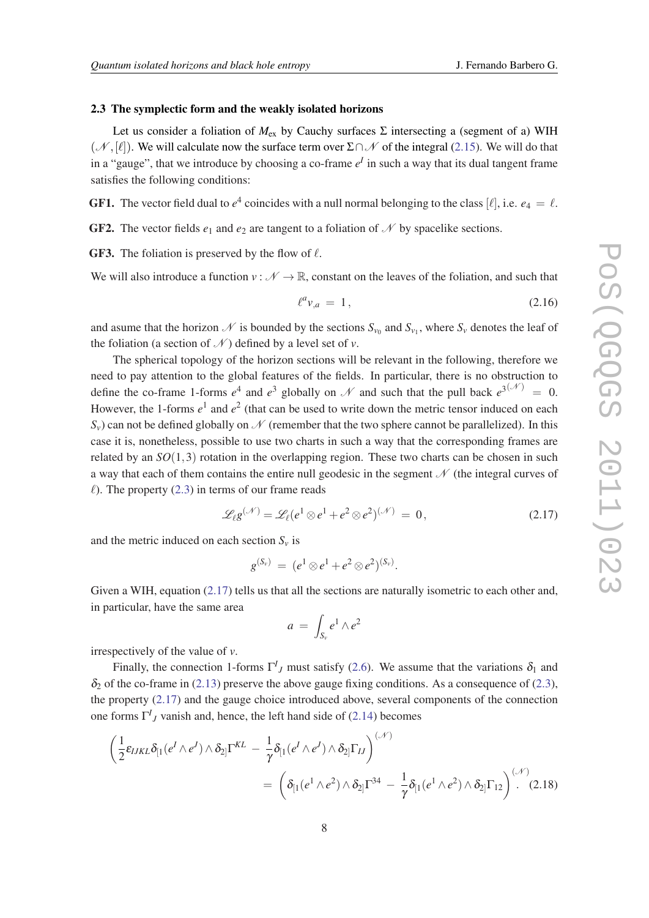### 2.3 The symplectic form and the weakly isolated horizons

Let us consider a foliation of $M_{\rm ex}$ by Cauchy surfaces $\Sigma$ intersecting a (segment of a) WIH $(\mathscr{N},[\ell])$. We will calculate now the surface term over $\Sigma\cap\mathscr{N}$ of the integral (2.15). We will do that in a "gauge", that we introduce by choosing a co-frame $e^I$ in such a way that its dual tangent frame satisfies the following conditions:

**GF1.** The vector field dual to $e^4$ coincides with a null normal belonging to the class $[\ell]$, i.e. $e_4\,=\,\ell$.

**GF2.** The vector fields $e_1$ and $e_2$ are tangent to a foliation of $\mathscr{N}$ by spacelike sections.

**GF3.** The foliation is preserved by the flow of $\ell$.

We will also introduce a function $v:\mathscr{N}\to\mathbb{R}$, constant on the leaves of the foliation, and such that

$$\ell^a v_{,a}\,=\,1\,, \tag{2.16}$$

and asume that the horizon $\mathscr{N}$ is bounded by the sections $S_{v_0}$ and $S_{v_1}$, where $S_v$ denotes the leaf of the foliation (a section of $\mathscr{N}$) defined by a level set of $v$.

The spherical topology of the horizon sections will be relevant in the following, therefore we need to pay attention to the global features of the fields. In particular, there is no obstruction to define the co-frame 1-forms $e^4$ and $e^3$ globally on $\mathscr{N}$ and such that the pull back $e^{3(\mathscr{N})}\,=\,0$. However, the 1-forms $e^1$ and $e^2$ (that can be used to write down the metric tensor induced on each $S_v$) can not be defined globally on $\mathscr{N}$ (remember that the two sphere cannot be parallelized). In this case it is, nonetheless, possible to use two charts in such a way that the corresponding frames are related by an $SO(1,3)$ rotation in the overlapping region. These two charts can be chosen in such a way that each of them contains the entire null geodesic in the segment $\mathscr{N}$ (the integral curves of $\ell$). The property (2.3) in terms of our frame reads

$$\mathscr{L}_\ell g^{(\mathscr{N})}=\mathscr{L}_\ell(e^1\otimes e^1+e^2\otimes e^2)^{(\mathscr{N})}\,=\,0\,, \tag{2.17}$$

and the metric induced on each section $S_v$ is

$$g^{(S_v)}\,=\,(e^1\otimes e^1+e^2\otimes e^2)^{(S_v)}.$$

Given a WIH, equation (2.17) tells us that all the sections are naturally isometric to each other and, in particular, have the same area

$$a\,=\,\int_{S_v}e^1\wedge e^2$$

irrespectively of the value of $v$.

Finally, the connection 1-forms $\Gamma^I{}_J$ must satisfy (2.6). We assume that the variations $\delta_1$ and $\delta_2$ of the co-frame in (2.13) preserve the above gauge fixing conditions. As a consequence of (2.3), the property (2.17) and the gauge choice introduced above, several components of the connection one forms $\Gamma^I{}_J$ vanish and, hence, the left hand side of (2.14) becomes

$$\left(\frac{1}{2}\varepsilon_{IJKL}\delta_{[1}(e^I\wedge e^J)\wedge\delta_{2]}\Gamma^{KL}\,-\,\frac{1}{\gamma}\delta_{[1}(e^I\wedge e^J)\wedge\delta_{2]}\Gamma_{IJ}\right)^{(\mathscr{N})}$$
$$=\,\left(\delta_{[1}(e^1\wedge e^2)\wedge\delta_{2]}\Gamma^{34}\,-\,\frac{1}{\gamma}\delta_{[1}(e^1\wedge e^2)\wedge\delta_{2]}\Gamma_{12}\right)^{(\mathscr{N})}. \tag{2.18}$$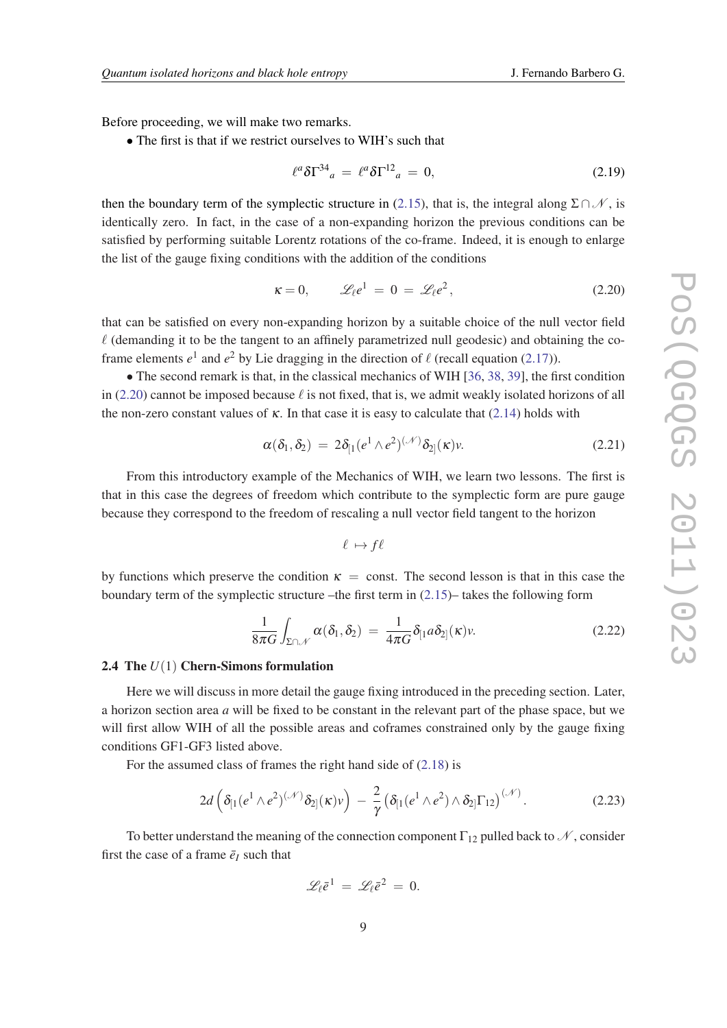Before proceeding, we will make two remarks.

• The first is that if we restrict ourselves to WIH's such that

$$\ell^a \delta\Gamma^{34}{}_a \;=\; \ell^a \delta\Gamma^{12}{}_a \;=\; 0, \tag{2.19}$$

then the boundary term of the symplectic structure in (2.15), that is, the integral along $\Sigma\cap\mathscr{N}$, is identically zero. In fact, in the case of a non-expanding horizon the previous conditions can be satisfied by performing suitable Lorentz rotations of the co-frame. Indeed, it is enough to enlarge the list of the gauge fixing conditions with the addition of the conditions

$$\kappa = 0, \qquad \mathscr{L}_\ell e^1 \;=\; 0 \;=\; \mathscr{L}_\ell e^2, \tag{2.20}$$

that can be satisfied on every non-expanding horizon by a suitable choice of the null vector field $\ell$ (demanding it to be the tangent to an affinely parametrized null geodesic) and obtaining the co-frame elements $e^1$ and $e^2$ by Lie dragging in the direction of $\ell$ (recall equation (2.17)).

• The second remark is that, in the classical mechanics of WIH [36, 38, 39], the first condition in (2.20) cannot be imposed because $\ell$ is not fixed, that is, we admit weakly isolated horizons of all the non-zero constant values of $\kappa$. In that case it is easy to calculate that (2.14) holds with

$$\alpha(\delta_1,\delta_2) \;=\; 2\delta_{[1}(e^1\wedge e^2)^{(\mathscr{N})}\delta_{2]}(\kappa)v. \tag{2.21}$$

From this introductory example of the Mechanics of WIH, we learn two lessons. The first is that in this case the degrees of freedom which contribute to the symplectic form are pure gauge because they correspond to the freedom of rescaling a null vector field tangent to the horizon

$$\ell \mapsto f\ell$$

by functions which preserve the condition $\kappa \;=\; \text{const}$. The second lesson is that in this case the boundary term of the symplectic structure –the first term in (2.15)– takes the following form

$$\frac{1}{8\pi G}\int_{\Sigma\cap\mathscr{N}} \alpha(\delta_1,\delta_2) \;=\; \frac{1}{4\pi G}\delta_{[1}a\delta_{2]}(\kappa)v. \tag{2.22}$$

### 2.4 The $U(1)$ Chern-Simons formulation

Here we will discuss in more detail the gauge fixing introduced in the preceding section. Later, a horizon section area $a$ will be fixed to be constant in the relevant part of the phase space, but we will first allow WIH of all the possible areas and coframes constrained only by the gauge fixing conditions GF1-GF3 listed above.

For the assumed class of frames the right hand side of (2.18) is

$$2d\left(\delta_{[1}(e^1\wedge e^2)^{(\mathscr{N})}\delta_{2]}(\kappa)v\right) \;-\; \frac{2}{\gamma}\left(\delta_{[1}(e^1\wedge e^2)\wedge\delta_{2]}\Gamma_{12}\right)^{(\mathscr{N})}. \tag{2.23}$$

To better understand the meaning of the connection component $\Gamma_{12}$ pulled back to $\mathscr{N}$, consider first the case of a frame $\bar{e}_I$ such that

$$\mathscr{L}_\ell \bar{e}^1 \;=\; \mathscr{L}_\ell \bar{e}^2 \;=\; 0.$$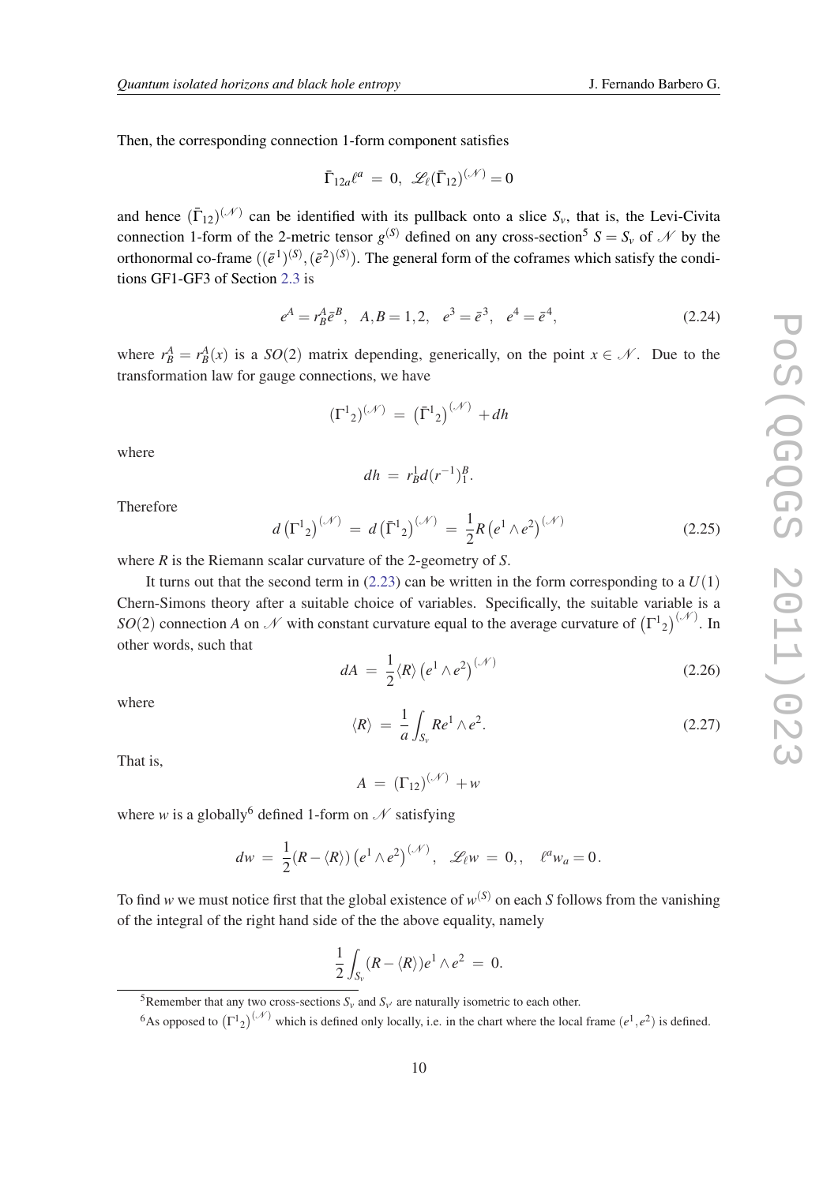Then, the corresponding connection 1-form component satisfies

$$\bar{\Gamma}_{12a}\ell^a \;=\; 0, \;\; \mathscr{L}_\ell(\bar{\Gamma}_{12})^{(\mathscr{N})} = 0$$

and hence $(\bar{\Gamma}_{12})^{(\mathscr{N})}$ can be identified with its pullback onto a slice $S_v$, that is, the Levi-Civita connection 1-form of the 2-metric tensor $g^{(S)}$ defined on any cross-section[5] $S = S_v$ of $\mathscr{N}$ by the orthonormal co-frame $((\bar{e}^1)^{(S)}, (\bar{e}^2)^{(S)})$. The general form of the coframes which satisfy the conditions GF1-GF3 of Section 2.3 is

$$e^A = r^A_B \bar{e}^B, \quad A, B = 1, 2, \quad e^3 = \bar{e}^3, \quad e^4 = \bar{e}^4, \tag{2.24}$$

where $r^A_B = r^A_B(x)$ is a $SO(2)$ matrix depending, generically, on the point $x \in \mathscr{N}$. Due to the transformation law for gauge connections, we have

$$(\Gamma^1{}_2)^{(\mathscr{N})} \;=\; \left(\bar{\Gamma}^1{}_2\right)^{(\mathscr{N})} + dh$$

where

$$dh \;=\; r^1_B d(r^{-1})^B_1.$$

Therefore

$$d\left(\Gamma^1{}_2\right)^{(\mathscr{N})} \;=\; d\left(\bar{\Gamma}^1{}_2\right)^{(\mathscr{N})} \;=\; \frac{1}{2} R\left(e^1 \wedge e^2\right)^{(\mathscr{N})} \tag{2.25}$$

where $R$ is the Riemann scalar curvature of the 2-geometry of $S$.

It turns out that the second term in (2.23) can be written in the form corresponding to a $U(1)$ Chern-Simons theory after a suitable choice of variables. Specifically, the suitable variable is a $SO(2)$ connection $A$ on $\mathscr{N}$ with constant curvature equal to the average curvature of $\left(\Gamma^1{}_2\right)^{(\mathscr{N})}$. In other words, such that

$$dA \;=\; \frac{1}{2}\langle R\rangle\left(e^1 \wedge e^2\right)^{(\mathscr{N})} \tag{2.26}$$

where

$$\langle R\rangle \;=\; \frac{1}{a}\int_{S_v} R e^1 \wedge e^2. \tag{2.27}$$

That is,

$$A \;=\; (\Gamma_{12})^{(\mathscr{N})} + w$$

where $w$ is a globally[6] defined 1-form on $\mathscr{N}$ satisfying

$$dw \;=\; \frac{1}{2}(R - \langle R\rangle)\left(e^1 \wedge e^2\right)^{(\mathscr{N})}, \;\; \mathscr{L}_\ell w \;=\; 0,, \quad \ell^a w_a = 0.$$

To find $w$ we must notice first that the global existence of $w^{(S)}$ on each $S$ follows from the vanishing of the integral of the right hand side of the the above equality, namely

$$\frac{1}{2}\int_{S_v}(R - \langle R\rangle) e^1 \wedge e^2 \;=\; 0.$$

---

[5] Remember that any two cross-sections $S_v$ and $S_{v'}$ are naturally isometric to each other.

[6] As opposed to $\left(\Gamma^1{}_2\right)^{(\mathscr{N})}$ which is defined only locally, i.e. in the chart where the local frame $(e^1, e^2)$ is defined.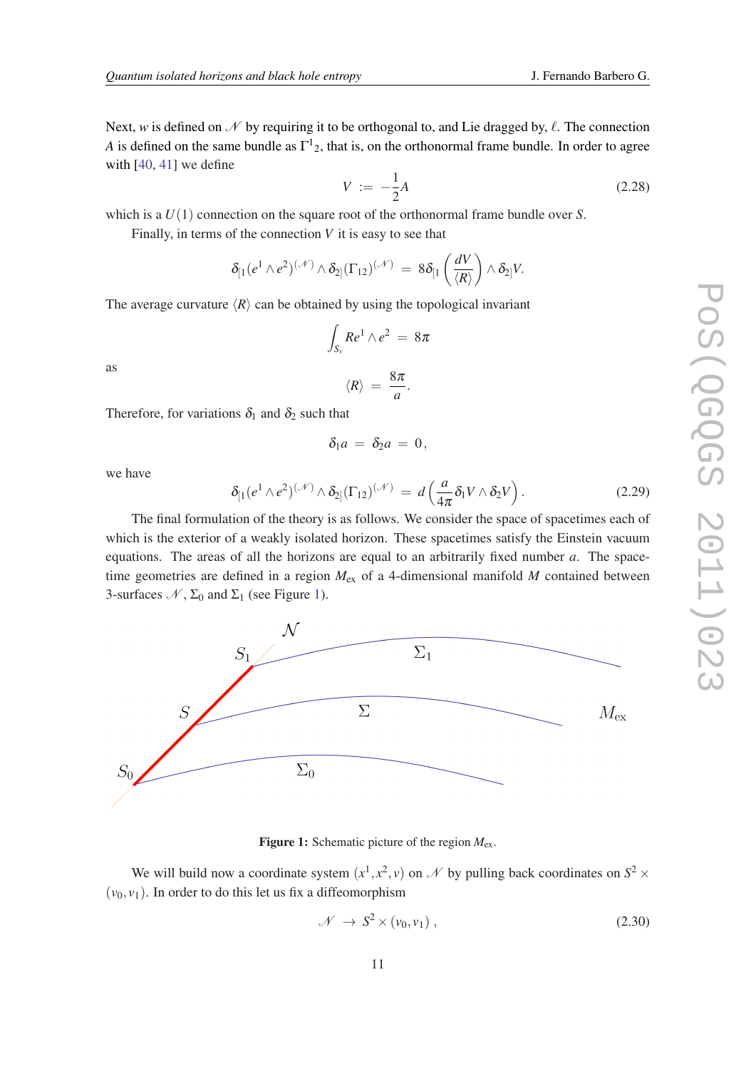Next, $w$ is defined on $\mathscr{N}$ by requiring it to be orthogonal to, and Lie dragged by, $\ell$. The connection $A$ is defined on the same bundle as $\Gamma^1{}_2$, that is, on the orthonormal frame bundle. In order to agree with [40, 41] we define

$$V := -\frac{1}{2}A \tag{2.28}$$

which is a $U(1)$ connection on the square root of the orthonormal frame bundle over $S$.

Finally, in terms of the connection $V$ it is easy to see that

$$\delta_{[1}(e^1 \wedge e^2)^{(\mathscr{N})} \wedge \delta_{2]}(\Gamma_{12})^{(\mathscr{N})} = 8\delta_{[1}\left(\frac{dV}{\langle R \rangle}\right) \wedge \delta_{2]}V.$$

The average curvature $\langle R \rangle$ can be obtained by using the topological invariant

$$\int_{S_v} Re^1 \wedge e^2 = 8\pi$$

as

$$\langle R \rangle = \frac{8\pi}{a}.$$

Therefore, for variations $\delta_1$ and $\delta_2$ such that

$$\delta_1 a = \delta_2 a = 0,$$

we have

$$\delta_{[1}(e^1 \wedge e^2)^{(\mathscr{N})} \wedge \delta_{2]}(\Gamma_{12})^{(\mathscr{N})} = d\left(\frac{a}{4\pi}\delta_1 V \wedge \delta_2 V\right). \tag{2.29}$$

The final formulation of the theory is as follows. We consider the space of spacetimes each of which is the exterior of a weakly isolated horizon. These spacetimes satisfy the Einstein vacuum equations. The areas of all the horizons are equal to an arbitrarily fixed number $a$. The spacetime geometries are defined in a region $M_{\rm ex}$ of a 4-dimensional manifold $M$ contained between 3-surfaces $\mathscr{N}$, $\Sigma_0$ and $\Sigma_1$ (see Figure 1).

**Figure 1:** Schematic picture of the region $M_{\rm ex}$.

We will build now a coordinate system $(x^1, x^2, v)$ on $\mathscr{N}$ by pulling back coordinates on $S^2 \times (v_0, v_1)$. In order to do this let us fix a diffeomorphism

$$\mathscr{N} \to S^2 \times (v_0, v_1)\,, \tag{2.30}$$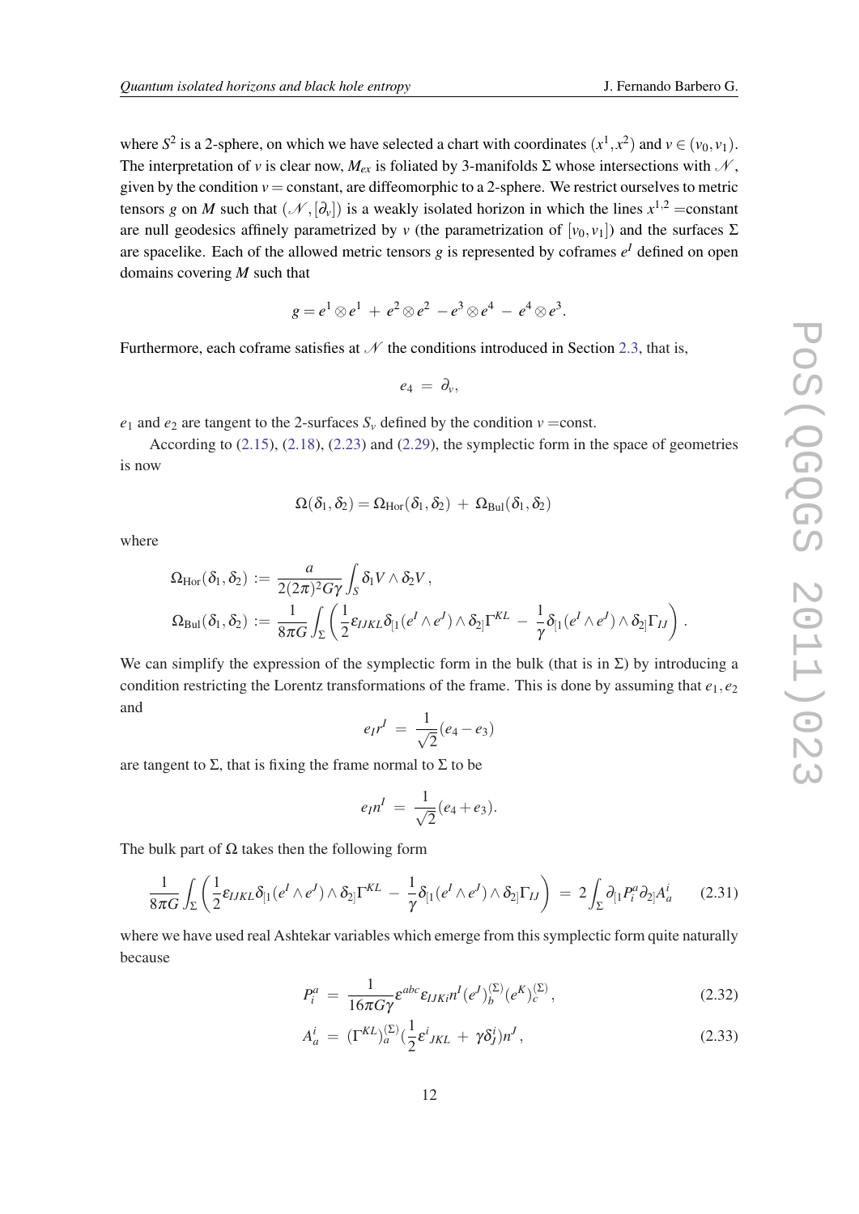where $S^2$ is a 2-sphere, on which we have selected a chart with coordinates $(x^1, x^2)$ and $v \in (v_0, v_1)$. The interpretation of $v$ is clear now, $M_{ex}$ is foliated by 3-manifolds $\Sigma$ whose intersections with $\mathscr{N}$, given by the condition $v =$ constant, are diffeomorphic to a 2-sphere. We restrict ourselves to metric tensors $g$ on $M$ such that $(\mathscr{N}, [\partial_v])$ is a weakly isolated horizon in which the lines $x^{1,2}$ =constant are null geodesics affinely parametrized by $v$ (the parametrization of $[v_0, v_1]$) and the surfaces $\Sigma$ are spacelike. Each of the allowed metric tensors $g$ is represented by coframes $e^I$ defined on open domains covering $M$ such that

$$g = e^1 \otimes e^1 + e^2 \otimes e^2 - e^3 \otimes e^4 - e^4 \otimes e^3 .$$

Furthermore, each coframe satisfies at $\mathscr{N}$ the conditions introduced in Section 2.3, that is,

$$e_4 = \partial_v ,$$

$e_1$ and $e_2$ are tangent to the 2-surfaces $S_v$ defined by the condition $v$ =const.

According to (2.15), (2.18), (2.23) and (2.29), the symplectic form in the space of geometries is now

$$\Omega(\delta_1, \delta_2) = \Omega_{\text{Hor}}(\delta_1, \delta_2) + \Omega_{\text{Bul}}(\delta_1, \delta_2)$$

where

$$\Omega_{\text{Hor}}(\delta_1, \delta_2) := \frac{a}{2(2\pi)^2 G\gamma} \int_S \delta_1 V \wedge \delta_2 V ,$$

$$\Omega_{\text{Bul}}(\delta_1, \delta_2) := \frac{1}{8\pi G} \int_\Sigma \left( \frac{1}{2} \varepsilon_{IJKL} \delta_{[1}(e^I \wedge e^J) \wedge \delta_{2]} \Gamma^{KL} - \frac{1}{\gamma} \delta_{[1}(e^I \wedge e^J) \wedge \delta_{2]} \Gamma_{IJ} \right) .$$

We can simplify the expression of the symplectic form in the bulk (that is in $\Sigma$) by introducing a condition restricting the Lorentz transformations of the frame. This is done by assuming that $e_1, e_2$ and

$$e_I r^I = \frac{1}{\sqrt{2}}(e_4 - e_3)$$

are tangent to $\Sigma$, that is fixing the frame normal to $\Sigma$ to be

$$e_I n^I = \frac{1}{\sqrt{2}}(e_4 + e_3).$$

The bulk part of $\Omega$ takes then the following form

$$\frac{1}{8\pi G} \int_\Sigma \left( \frac{1}{2} \varepsilon_{IJKL} \delta_{[1}(e^I \wedge e^J) \wedge \delta_{2]} \Gamma^{KL} - \frac{1}{\gamma} \delta_{[1}(e^I \wedge e^J) \wedge \delta_{2]} \Gamma_{IJ} \right) = 2 \int_\Sigma \partial_{[1} P_i^a \partial_{2]} A_a^i \tag{2.31}$$

where we have used real Ashtekar variables which emerge from this symplectic form quite naturally because

$$P_i^a = \frac{1}{16\pi G\gamma} \varepsilon^{abc} \varepsilon_{IJKi} n^I (e^J)_b^{(\Sigma)} (e^K)_c^{(\Sigma)} , \tag{2.32}$$

$$A_a^i = (\Gamma^{KL})_a^{(\Sigma)} \left(\frac{1}{2} \varepsilon^i{}_{JKL} + \gamma \delta_J^i\right) n^J , \tag{2.33}$$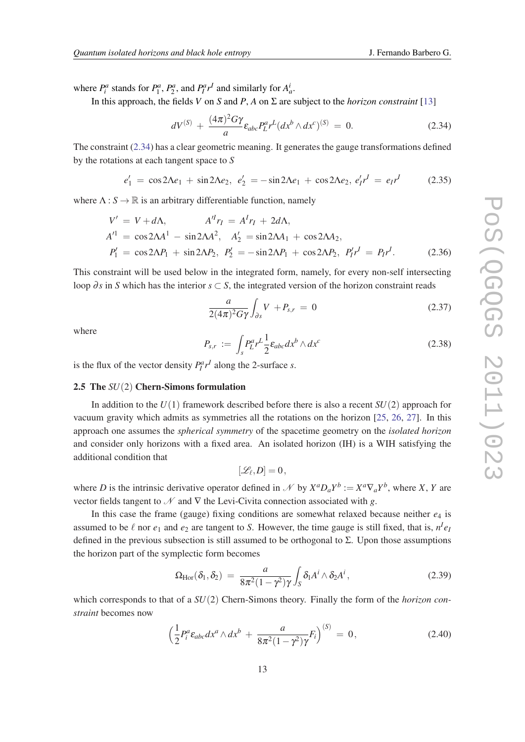where $P^a_i$ stands for $P^a_1$, $P^a_2$, and $P^a_I r^I$ and similarly for $A^i_a$.

In this approach, the fields $V$ on $S$ and $P$, $A$ on $\Sigma$ are subject to the *horizon constraint* [13]

$$dV^{(S)} + \frac{(4\pi)^2 G\gamma}{a}\epsilon_{abc}P^a_L r^L (dx^b \wedge dx^c)^{(S)} = 0. \tag{2.34}$$

The constraint (2.34) has a clear geometric meaning. It generates the gauge transformations defined by the rotations at each tangent space to $S$

$$e'_1 = \cos 2\Lambda e_1 + \sin 2\Lambda e_2,\ e'_2 = -\sin 2\Lambda e_1 + \cos 2\Lambda e_2,\ e'_I r^I = e_I r^I \tag{2.35}$$

where $\Lambda : S \to \mathbb{R}$ is an arbitrary differentiable function, namely

$$\begin{aligned}
V' &= V + d\Lambda, \qquad\qquad A'^I r_I = A^I r_I + 2d\Lambda,\\
A'^1 &= \cos 2\Lambda A^1 - \sin 2\Lambda A^2,\quad A'_2 = \sin 2\Lambda A_1 + \cos 2\Lambda A_2,\\
P'_1 &= \cos 2\Lambda P_1 + \sin 2\Lambda P_2,\ P'_2 = -\sin 2\Lambda P_1 + \cos 2\Lambda P_2,\ P'_I r^I = P_I r^I.
\end{aligned} \tag{2.36}$$

This constraint will be used below in the integrated form, namely, for every non-self intersecting loop $\partial s$ in $S$ which has the interior $s \subset S$, the integrated version of the horizon constraint reads

$$\frac{a}{2(4\pi)^2 G\gamma}\int_{\partial s} V + P_{s,r} = 0 \tag{2.37}$$

where

$$P_{s,r} := \int_s P^a_L r^L \frac{1}{2}\epsilon_{abc} dx^b \wedge dx^c \tag{2.38}$$

is the flux of the vector density $P^a_I r^I$ along the 2-surface $s$.

### 2.5 The $SU(2)$ Chern-Simons formulation

In addition to the $U(1)$ framework described before there is also a recent $SU(2)$ approach for vacuum gravity which admits as symmetries all the rotations on the horizon [25, 26, 27]. In this approach one assumes the *spherical symmetry* of the spacetime geometry on the *isolated horizon* and consider only horizons with a fixed area. An isolated horizon (IH) is a WIH satisfying the additional condition that

$$[\mathscr{L}_\ell, D] = 0\,,$$

where $D$ is the intrinsic derivative operator defined in $\mathscr{N}$ by $X^a D_a Y^b := X^a \nabla_a Y^b$, where $X$, $Y$ are vector fields tangent to $\mathscr{N}$ and $\nabla$ the Levi-Civita connection associated with $g$.

In this case the frame (gauge) fixing conditions are somewhat relaxed because neither $e_4$ is assumed to be $\ell$ nor $e_1$ and $e_2$ are tangent to $S$. However, the time gauge is still fixed, that is, $n^I e_I$ defined in the previous subsection is still assumed to be orthogonal to $\Sigma$. Upon those assumptions the horizon part of the symplectic form becomes

$$\Omega_{\text{Hor}}(\delta_1, \delta_2) = \frac{a}{8\pi^2(1-\gamma^2)\gamma}\int_S \delta_1 A^i \wedge \delta_2 A^i\,, \tag{2.39}$$

which corresponds to that of a $SU(2)$ Chern-Simons theory. Finally the form of the *horizon constraint* becomes now

$$\Big(\frac{1}{2}P^a_i \epsilon_{abc} dx^a \wedge dx^b + \frac{a}{8\pi^2(1-\gamma^2)\gamma}F_i\Big)^{(S)} = 0\,, \tag{2.40}$$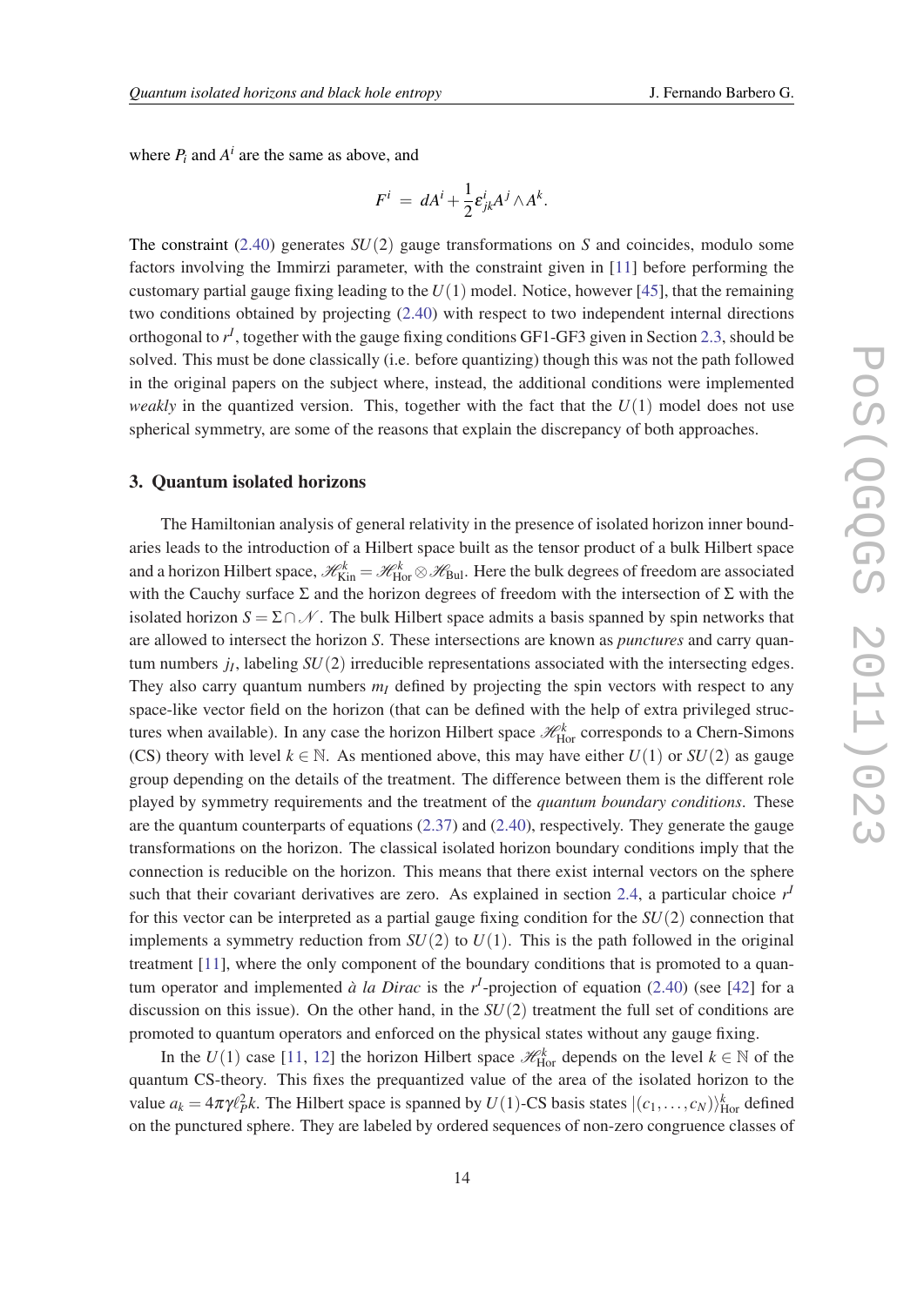where $P_i$ and $A^i$ are the same as above, and

$$F^i \;=\; dA^i + \frac{1}{2}\varepsilon^i_{jk} A^j \wedge A^k.$$

The constraint (2.40) generates $SU(2)$ gauge transformations on $S$ and coincides, modulo some factors involving the Immirzi parameter, with the constraint given in [11] before performing the customary partial gauge fixing leading to the $U(1)$ model. Notice, however [45], that the remaining two conditions obtained by projecting (2.40) with respect to two independent internal directions orthogonal to $r^I$, together with the gauge fixing conditions GF1-GF3 given in Section 2.3, should be solved. This must be done classically (i.e. before quantizing) though this was not the path followed in the original papers on the subject where, instead, the additional conditions were implemented *weakly* in the quantized version. This, together with the fact that the $U(1)$ model does not use spherical symmetry, are some of the reasons that explain the discrepancy of both approaches.

## 3. Quantum isolated horizons

The Hamiltonian analysis of general relativity in the presence of isolated horizon inner boundaries leads to the introduction of a Hilbert space built as the tensor product of a bulk Hilbert space and a horizon Hilbert space, $\mathscr{H}^k_{\mathrm{Kin}} = \mathscr{H}^k_{\mathrm{Hor}} \otimes \mathscr{H}_{\mathrm{Bul}}$. Here the bulk degrees of freedom are associated with the Cauchy surface $\Sigma$ and the horizon degrees of freedom with the intersection of $\Sigma$ with the isolated horizon $S = \Sigma \cap \mathscr{N}$. The bulk Hilbert space admits a basis spanned by spin networks that are allowed to intersect the horizon $S$. These intersections are known as *punctures* and carry quantum numbers $j_I$, labeling $SU(2)$ irreducible representations associated with the intersecting edges. They also carry quantum numbers $m_I$ defined by projecting the spin vectors with respect to any space-like vector field on the horizon (that can be defined with the help of extra privileged structures when available). In any case the horizon Hilbert space $\mathscr{H}^k_{\mathrm{Hor}}$ corresponds to a Chern-Simons (CS) theory with level $k \in \mathbb{N}$. As mentioned above, this may have either $U(1)$ or $SU(2)$ as gauge group depending on the details of the treatment. The difference between them is the different role played by symmetry requirements and the treatment of the *quantum boundary conditions*. These are the quantum counterparts of equations (2.37) and (2.40), respectively. They generate the gauge transformations on the horizon. The classical isolated horizon boundary conditions imply that the connection is reducible on the horizon. This means that there exist internal vectors on the sphere such that their covariant derivatives are zero. As explained in section 2.4, a particular choice $r^I$ for this vector can be interpreted as a partial gauge fixing condition for the $SU(2)$ connection that implements a symmetry reduction from $SU(2)$ to $U(1)$. This is the path followed in the original treatment [11], where the only component of the boundary conditions that is promoted to a quantum operator and implemented *à la Dirac* is the $r^I$-projection of equation (2.40) (see [42] for a discussion on this issue). On the other hand, in the $SU(2)$ treatment the full set of conditions are promoted to quantum operators and enforced on the physical states without any gauge fixing.

In the $U(1)$ case [11, 12] the horizon Hilbert space $\mathscr{H}^k_{\mathrm{Hor}}$ depends on the level $k \in \mathbb{N}$ of the quantum CS-theory. This fixes the prequantized value of the area of the isolated horizon to the value $a_k = 4\pi\gamma\ell_P^2 k$. The Hilbert space is spanned by $U(1)$-CS basis states $|(c_1,\ldots,c_N)\rangle^k_{\mathrm{Hor}}$ defined on the punctured sphere. They are labeled by ordered sequences of non-zero congruence classes of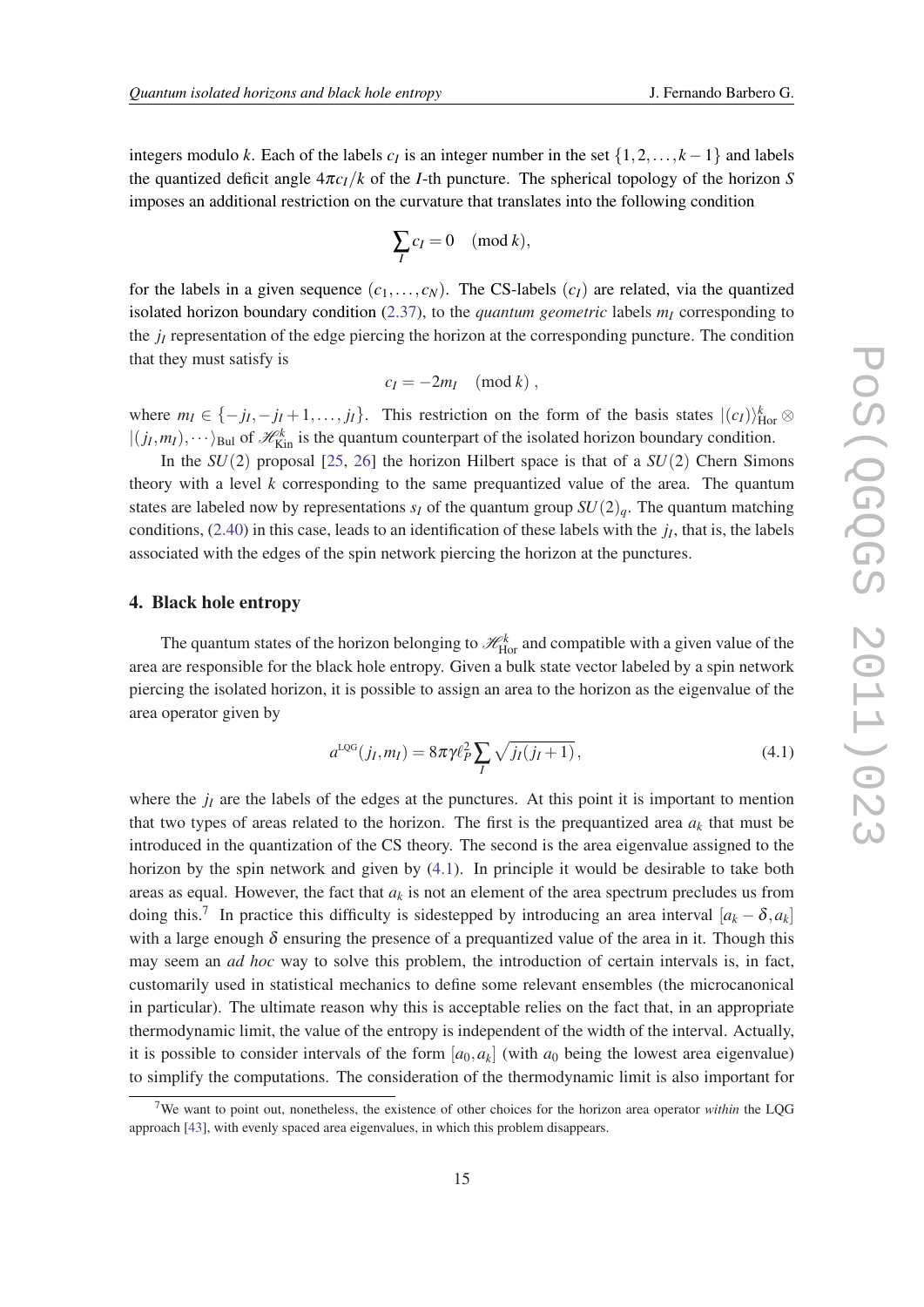integers modulo $k$. Each of the labels $c_I$ is an integer number in the set $\{1,2,\ldots,k-1\}$ and labels the quantized deficit angle $4\pi c_I/k$ of the $I$-th puncture. The spherical topology of the horizon $S$ imposes an additional restriction on the curvature that translates into the following condition

$$\sum_I c_I = 0 \pmod{k},$$

for the labels in a given sequence $(c_1,\ldots,c_N)$. The CS-labels $(c_I)$ are related, via the quantized isolated horizon boundary condition (2.37), to the *quantum geometric* labels $m_I$ corresponding to the $j_I$ representation of the edge piercing the horizon at the corresponding puncture. The condition that they must satisfy is

$$c_I = -2m_I \pmod{k},$$

where $m_I \in \{-j_I,-j_I+1,\ldots,j_I\}$. This restriction on the form of the basis states $|(c_I)\rangle^k_{\mathrm{Hor}} \otimes |(j_I,m_I),\cdots\rangle_{\mathrm{Bul}}$ of $\mathscr{H}^k_{\mathrm{Kin}}$ is the quantum counterpart of the isolated horizon boundary condition.

In the $SU(2)$ proposal [25, 26] the horizon Hilbert space is that of a $SU(2)$ Chern Simons theory with a level $k$ corresponding to the same prequantized value of the area. The quantum states are labeled now by representations $s_I$ of the quantum group $SU(2)_q$. The quantum matching conditions, (2.40) in this case, leads to an identification of these labels with the $j_I$, that is, the labels associated with the edges of the spin network piercing the horizon at the punctures.

## 4. Black hole entropy

The quantum states of the horizon belonging to $\mathscr{H}^k_{\mathrm{Hor}}$ and compatible with a given value of the area are responsible for the black hole entropy. Given a bulk state vector labeled by a spin network piercing the isolated horizon, it is possible to assign an area to the horizon as the eigenvalue of the area operator given by

$$a^{\mathrm{LQG}}(j_I,m_I) = 8\pi\gamma\ell_P^2\sum_I\sqrt{j_I(j_I+1)}\,, \tag{4.1}$$

where the $j_I$ are the labels of the edges at the punctures. At this point it is important to mention that two types of areas related to the horizon. The first is the prequantized area $a_k$ that must be introduced in the quantization of the CS theory. The second is the area eigenvalue assigned to the horizon by the spin network and given by (4.1). In principle it would be desirable to take both areas as equal. However, the fact that $a_k$ is not an element of the area spectrum precludes us from doing this.[7] In practice this difficulty is sidestepped by introducing an area interval $[a_k-\delta,a_k]$ with a large enough $\delta$ ensuring the presence of a prequantized value of the area in it. Though this may seem an *ad hoc* way to solve this problem, the introduction of certain intervals is, in fact, customarily used in statistical mechanics to define some relevant ensembles (the microcanonical in particular). The ultimate reason why this is acceptable relies on the fact that, in an appropriate thermodynamic limit, the value of the entropy is independent of the width of the interval. Actually, it is possible to consider intervals of the form $[a_0,a_k]$ (with $a_0$ being the lowest area eigenvalue) to simplify the computations. The consideration of the thermodynamic limit is also important for

[7] We want to point out, nonetheless, the existence of other choices for the horizon area operator *within* the LQG approach [43], with evenly spaced area eigenvalues, in which this problem disappears.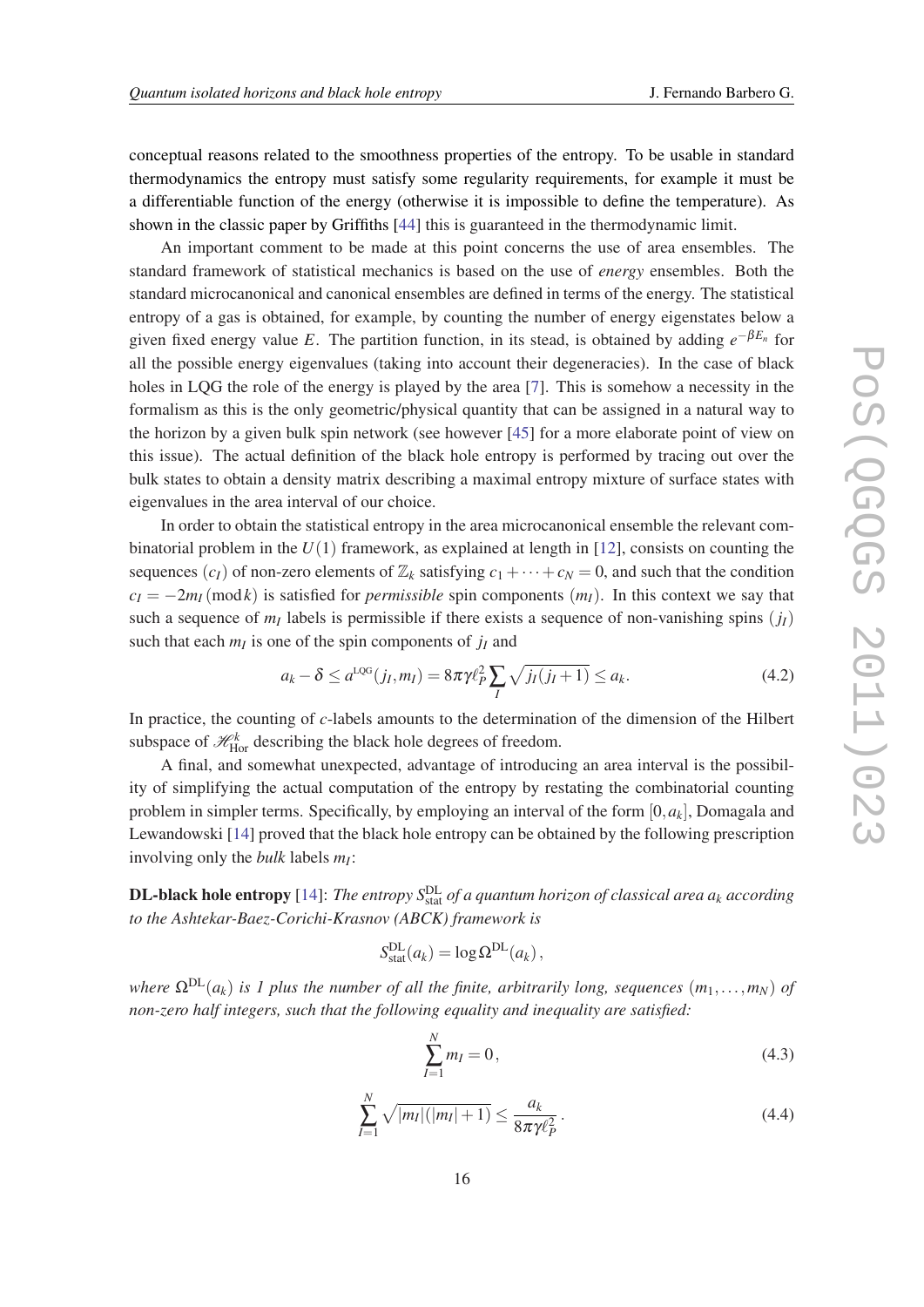conceptual reasons related to the smoothness properties of the entropy. To be usable in standard thermodynamics the entropy must satisfy some regularity requirements, for example it must be a differentiable function of the energy (otherwise it is impossible to define the temperature). As shown in the classic paper by Griffiths [44] this is guaranteed in the thermodynamic limit.

An important comment to be made at this point concerns the use of area ensembles. The standard framework of statistical mechanics is based on the use of *energy* ensembles. Both the standard microcanonical and canonical ensembles are defined in terms of the energy. The statistical entropy of a gas is obtained, for example, by counting the number of energy eigenstates below a given fixed energy value $E$. The partition function, in its stead, is obtained by adding $e^{-\beta E_n}$ for all the possible energy eigenvalues (taking into account their degeneracies). In the case of black holes in LQG the role of the energy is played by the area [7]. This is somehow a necessity in the formalism as this is the only geometric/physical quantity that can be assigned in a natural way to the horizon by a given bulk spin network (see however [45] for a more elaborate point of view on this issue). The actual definition of the black hole entropy is performed by tracing out over the bulk states to obtain a density matrix describing a maximal entropy mixture of surface states with eigenvalues in the area interval of our choice.

In order to obtain the statistical entropy in the area microcanonical ensemble the relevant combinatorial problem in the $U(1)$ framework, as explained at length in [12], consists on counting the sequences $(c_I)$ of non-zero elements of $\mathbb{Z}_k$ satisfying $c_1 + \cdots + c_N = 0$, and such that the condition $c_I = -2m_I \,(\mathrm{mod}\, k)$ is satisfied for *permissible* spin components $(m_I)$. In this context we say that such a sequence of $m_I$ labels is permissible if there exists a sequence of non-vanishing spins $(j_I)$ such that each $m_I$ is one of the spin components of $j_I$ and

$$a_k - \delta \leq a^{\mathrm{LQG}}(j_I, m_I) = 8\pi\gamma\ell_P^2 \sum_I \sqrt{j_I(j_I+1)} \leq a_k. \tag{4.2}$$

In practice, the counting of $c$-labels amounts to the determination of the dimension of the Hilbert subspace of $\mathscr{H}^k_{\mathrm{Hor}}$ describing the black hole degrees of freedom.

A final, and somewhat unexpected, advantage of introducing an area interval is the possibility of simplifying the actual computation of the entropy by restating the combinatorial counting problem in simpler terms. Specifically, by employing an interval of the form $[0, a_k]$, Domagala and Lewandowski [14] proved that the black hole entropy can be obtained by the following prescription involving only the *bulk* labels $m_I$:

**DL-black hole entropy** [14]: *The entropy $S^{\mathrm{DL}}_{\mathrm{stat}}$ of a quantum horizon of classical area $a_k$ according to the Ashtekar-Baez-Corichi-Krasnov (ABCK) framework is*

$$S^{\mathrm{DL}}_{\mathrm{stat}}(a_k) = \log \Omega^{\mathrm{DL}}(a_k)\,,$$

*where $\Omega^{\mathrm{DL}}(a_k)$ is 1 plus the number of all the finite, arbitrarily long, sequences $(m_1, \ldots, m_N)$ of non-zero half integers, such that the following equality and inequality are satisfied:*

$$\sum_{I=1}^{N} m_I = 0\,, \tag{4.3}$$

$$\sum_{I=1}^{N} \sqrt{|m_I|(|m_I|+1)} \leq \frac{a_k}{8\pi\gamma\ell_P^2}\,. \tag{4.4}$$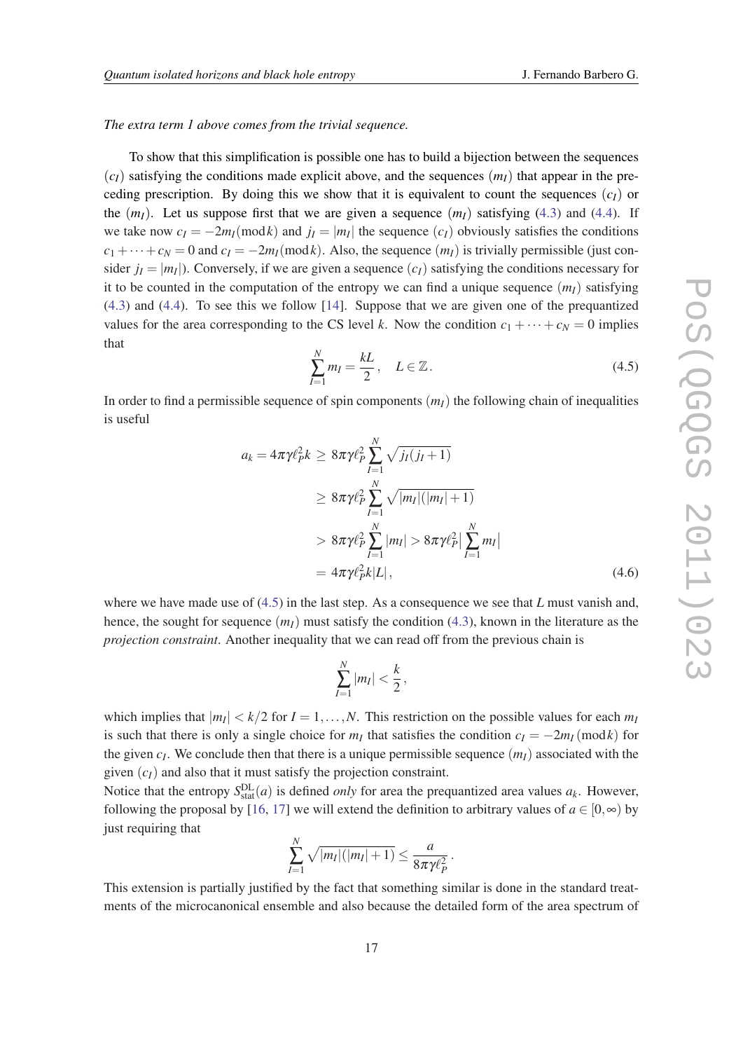*The extra term 1 above comes from the trivial sequence.*

To show that this simplification is possible one has to build a bijection between the sequences $(c_I)$ satisfying the conditions made explicit above, and the sequences $(m_I)$ that appear in the preceding prescription. By doing this we show that it is equivalent to count the sequences $(c_I)$ or the $(m_I)$. Let us suppose first that we are given a sequence $(m_I)$ satisfying (4.3) and (4.4). If we take now $c_I = -2m_I (\mathrm{mod}\, k)$ and $j_I = |m_I|$ the sequence $(c_I)$ obviously satisfies the conditions $c_1 + \cdots + c_N = 0$ and $c_I = -2m_I (\mathrm{mod}\, k)$. Also, the sequence $(m_I)$ is trivially permissible (just consider $j_I = |m_I|$). Conversely, if we are given a sequence $(c_I)$ satisfying the conditions necessary for it to be counted in the computation of the entropy we can find a unique sequence $(m_I)$ satisfying (4.3) and (4.4). To see this we follow [14]. Suppose that we are given one of the prequantized values for the area corresponding to the CS level $k$. Now the condition $c_1 + \cdots + c_N = 0$ implies that

$$\sum_{I=1}^{N} m_I = \frac{kL}{2}, \quad L \in \mathbb{Z}. \tag{4.5}$$

In order to find a permissible sequence of spin components $(m_I)$ the following chain of inequalities is useful

$$\begin{aligned}
a_k = 4\pi\gamma\ell_P^2 k &\geq 8\pi\gamma\ell_P^2 \sum_{I=1}^{N} \sqrt{j_I(j_I+1)} \\
&\geq 8\pi\gamma\ell_P^2 \sum_{I=1}^{N} \sqrt{|m_I|(|m_I|+1)} \\
&> 8\pi\gamma\ell_P^2 \sum_{I=1}^{N} |m_I| > 8\pi\gamma\ell_P^2 \Big| \sum_{I=1}^{N} m_I \Big| \\
&= 4\pi\gamma\ell_P^2 k |L|,
\end{aligned} \tag{4.6}$$

where we have made use of (4.5) in the last step. As a consequence we see that $L$ must vanish and, hence, the sought for sequence $(m_I)$ must satisfy the condition (4.3), known in the literature as the *projection constraint*. Another inequality that we can read off from the previous chain is

$$\sum_{I=1}^{N} |m_I| < \frac{k}{2},$$

which implies that $|m_I| < k/2$ for $I = 1, \ldots, N$. This restriction on the possible values for each $m_I$ is such that there is only a single choice for $m_I$ that satisfies the condition $c_I = -2m_I (\mathrm{mod}\, k)$ for the given $c_I$. We conclude then that there is a unique permissible sequence $(m_I)$ associated with the given $(c_I)$ and also that it must satisfy the projection constraint.

Notice that the entropy $S^{\mathrm{DL}}_{\mathrm{stat}}(a)$ is defined *only* for area the prequantized values $a_k$. However, following the proposal by [16, 17] we will extend the definition to arbitrary values of $a \in [0, \infty)$ by just requiring that

$$\sum_{I=1}^{N} \sqrt{|m_I|(|m_I|+1)} \leq \frac{a}{8\pi\gamma\ell_P^2}.$$

This extension is partially justified by the fact that something similar is done in the standard treatments of the microcanonical ensemble and also because the detailed form of the area spectrum of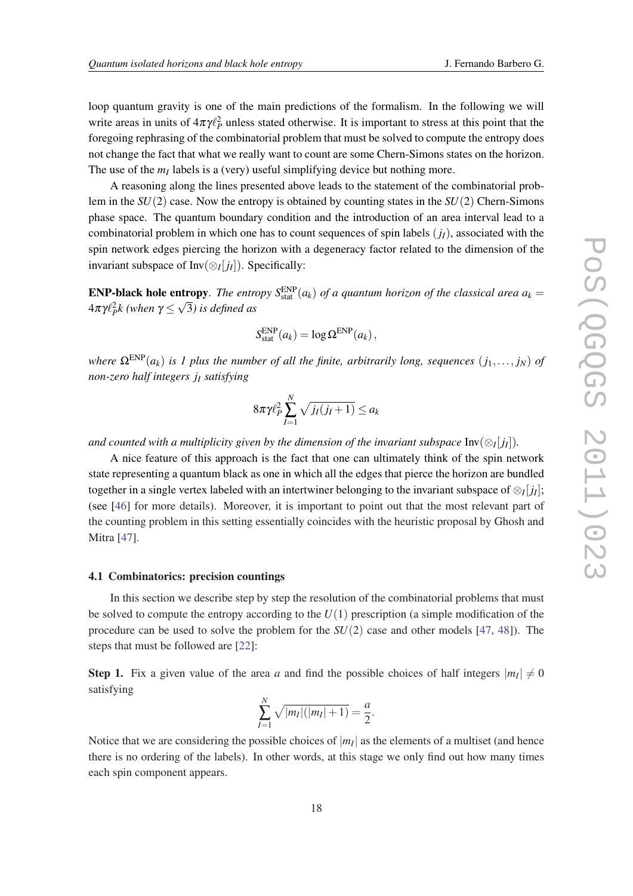loop quantum gravity is one of the main predictions of the formalism. In the following we will write areas in units of $4\pi\gamma\ell_P^2$ unless stated otherwise. It is important to stress at this point that the foregoing rephrasing of the combinatorial problem that must be solved to compute the entropy does not change the fact that what we really want to count are some Chern-Simons states on the horizon. The use of the $m_I$ labels is a (very) useful simplifying device but nothing more.

A reasoning along the lines presented above leads to the statement of the combinatorial problem in the $SU(2)$ case. Now the entropy is obtained by counting states in the $SU(2)$ Chern-Simons phase space. The quantum boundary condition and the introduction of an area interval lead to a combinatorial problem in which one has to count sequences of spin labels $(j_I)$, associated with the spin network edges piercing the horizon with a degeneracy factor related to the dimension of the invariant subspace of $\mathrm{Inv}(\otimes_I[j_I])$. Specifically:

**ENP-black hole entropy**. *The entropy $S^{\mathrm{ENP}}_{\mathrm{stat}}(a_k)$ of a quantum horizon of the classical area $a_k = 4\pi\gamma\ell_P^2 k$ (when $\gamma \leq \sqrt{3}$) is defined as*

$$S^{\mathrm{ENP}}_{\mathrm{stat}}(a_k) = \log \Omega^{\mathrm{ENP}}(a_k)\,,$$

*where $\Omega^{\mathrm{ENP}}(a_k)$ is 1 plus the number of all the finite, arbitrarily long, sequences $(j_1,\ldots,j_N)$ of non-zero half integers $j_I$ satisfying*

$$8\pi\gamma\ell_P^2\sum_{I=1}^{N}\sqrt{j_I(j_I+1)} \leq a_k$$

*and counted with a multiplicity given by the dimension of the invariant subspace* $\mathrm{Inv}(\otimes_I[j_I])$.

A nice feature of this approach is the fact that one can ultimately think of the spin network state representing a quantum black as one in which all the edges that pierce the horizon are bundled together in a single vertex labeled with an intertwiner belonging to the invariant subspace of $\otimes_I[j_I]$; (see [46] for more details). Moreover, it is important to point out that the most relevant part of the counting problem in this setting essentially coincides with the heuristic proposal by Ghosh and Mitra [47].

### 4.1 Combinatorics: precision countings

In this section we describe step by step the resolution of the combinatorial problems that must be solved to compute the entropy according to the $U(1)$ prescription (a simple modification of the procedure can be used to solve the problem for the $SU(2)$ case and other models [47, 48]). The steps that must be followed are [22]:

**Step 1.** Fix a given value of the area $a$ and find the possible choices of half integers $|m_I| \neq 0$ satisfying

$$\sum_{I=1}^{N}\sqrt{|m_I|(|m_I|+1)} = \frac{a}{2}.$$

Notice that we are considering the possible choices of $|m_I|$ as the elements of a multiset (and hence there is no ordering of the labels). In other words, at this stage we only find out how many times each spin component appears.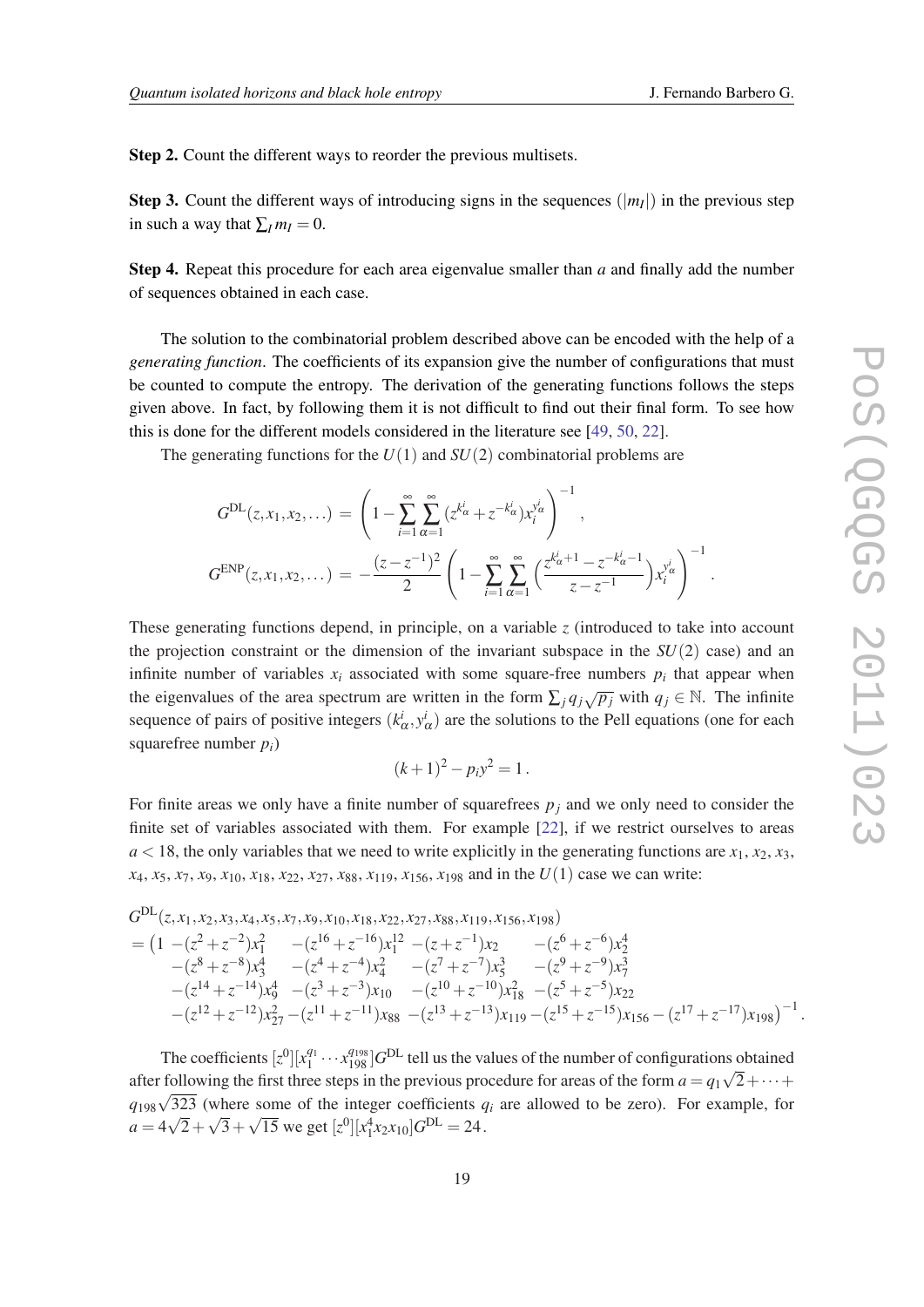**Step 2.** Count the different ways to reorder the previous multisets.

**Step 3.** Count the different ways of introducing signs in the sequences $(|m_I|)$ in the previous step in such a way that $\sum_I m_I = 0$.

**Step 4.** Repeat this procedure for each area eigenvalue smaller than $a$ and finally add the number of sequences obtained in each case.

The solution to the combinatorial problem described above can be encoded with the help of a *generating function*. The coefficients of its expansion give the number of configurations that must be counted to compute the entropy. The derivation of the generating functions follows the steps given above. In fact, by following them it is not difficult to find out their final form. To see how this is done for the different models considered in the literature see [49, 50, 22].

The generating functions for the $U(1)$ and $SU(2)$ combinatorial problems are

$$
\begin{aligned}
G^{\mathrm{DL}}(z,x_1,x_2,\ldots) &= \left(1-\sum_{i=1}^{\infty}\sum_{\alpha=1}^{\infty}(z^{k_\alpha^i}+z^{-k_\alpha^i})x_i^{y_\alpha^i}\right)^{-1},\\
G^{\mathrm{ENP}}(z,x_1,x_2,\ldots) &= -\frac{(z-z^{-1})^2}{2}\left(1-\sum_{i=1}^{\infty}\sum_{\alpha=1}^{\infty}\Big(\frac{z^{k_\alpha^i+1}-z^{-k_\alpha^i-1}}{z-z^{-1}}\Big)x_i^{y_\alpha^i}\right)^{-1}.
\end{aligned}
$$

These generating functions depend, in principle, on a variable $z$ (introduced to take into account the projection constraint or the dimension of the invariant subspace in the $SU(2)$ case) and an infinite number of variables $x_i$ associated with some square-free numbers $p_i$ that appear when the eigenvalues of the area spectrum are written in the form $\sum_j q_j\sqrt{p_j}$ with $q_j \in \mathbb{N}$. The infinite sequence of pairs of positive integers $(k_\alpha^i, y_\alpha^i)$ are the solutions to the Pell equations (one for each squarefree number $p_i$)

$$(k+1)^2 - p_i y^2 = 1\,.$$

For finite areas we only have a finite number of squarefrees $p_j$ and we only need to consider the finite set of variables associated with them. For example [22], if we restrict ourselves to areas $a < 18$, the only variables that we need to write explicitly in the generating functions are $x_1$, $x_2$, $x_3$, $x_4$, $x_5$, $x_7$, $x_9$, $x_{10}$, $x_{18}$, $x_{22}$, $x_{27}$, $x_{88}$, $x_{119}$, $x_{156}$, $x_{198}$ and in the $U(1)$ case we can write:

$$
\begin{aligned}
&G^{\mathrm{DL}}(z,x_1,x_2,x_3,x_4,x_5,x_7,x_9,x_{10},x_{18},x_{22},x_{27},x_{88},x_{119},x_{156},x_{198})\\
&=\big(1-(z^2+z^{-2})x_1^2 \quad -(z^{16}+z^{-16})x_1^{12} -(z+z^{-1})x_2 \quad -(z^6+z^{-6})x_2^4\\
&\quad -(z^8+z^{-8})x_3^4 \quad -(z^4+z^{-4})x_4^2 \quad -(z^7+z^{-7})x_5^3 \quad -(z^9+z^{-9})x_7^3\\
&\quad -(z^{14}+z^{-14})x_9^4 \ -(z^3+z^{-3})x_{10} \quad -(z^{10}+z^{-10})x_{18}^2 \ -(z^5+z^{-5})x_{22}\\
&\quad -(z^{12}+z^{-12})x_{27}^2 -(z^{11}+z^{-11})x_{88} \ -(z^{13}+z^{-13})x_{119} -(z^{15}+z^{-15})x_{156} -(z^{17}+z^{-17})x_{198}\big)^{-1}.
\end{aligned}
$$

The coefficients $[z^0][x_1^{q_1}\cdots x_{198}^{q_{198}}]G^{\mathrm{DL}}$ tell us the values of the number of configurations obtained after following the first three steps in the previous procedure for areas of the form $a = q_1\sqrt{2}+\cdots+q_{198}\sqrt{323}$ (where some of the integer coefficients $q_i$ are allowed to be zero). For example, for $a = 4\sqrt{2}+\sqrt{3}+\sqrt{15}$ we get $[z^0][x_1^4x_2x_{10}]G^{\mathrm{DL}} = 24$.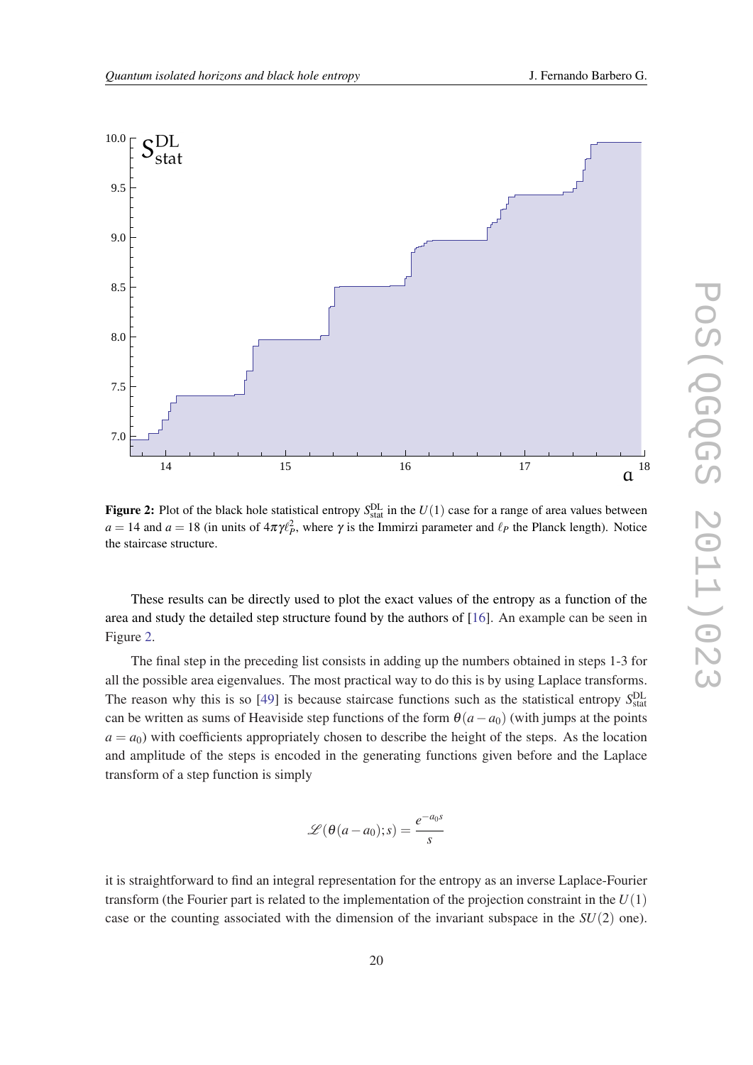**Figure 2:** Plot of the black hole statistical entropy $S_{\rm stat}^{\rm DL}$ in the $U(1)$ case for a range of area values between $a = 14$ and $a = 18$ (in units of $4\pi\gamma\ell_P^2$, where $\gamma$ is the Immirzi parameter and $\ell_P$ the Planck length). Notice the staircase structure.

These results can be directly used to plot the exact values of the entropy as a function of the area and study the detailed step structure found by the authors of [16]. An example can be seen in Figure 2.

The final step in the preceding list consists in adding up the numbers obtained in steps 1-3 for all the possible area eigenvalues. The most practical way to do this is by using Laplace transforms. The reason why this is so [49] is because staircase functions such as the statistical entropy $S_{\rm stat}^{\rm DL}$ can be written as sums of Heaviside step functions of the form $\theta(a-a_0)$ (with jumps at the points $a = a_0$) with coefficients appropriately chosen to describe the height of the steps. As the location and amplitude of the steps is encoded in the generating functions given before and the Laplace transform of a step function is simply

$$\mathscr{L}(\theta(a-a_0);s) = \frac{e^{-a_0 s}}{s}$$

it is straightforward to find an integral representation for the entropy as an inverse Laplace-Fourier transform (the Fourier part is related to the implementation of the projection constraint in the $U(1)$ case or the counting associated with the dimension of the invariant subspace in the $SU(2)$ one).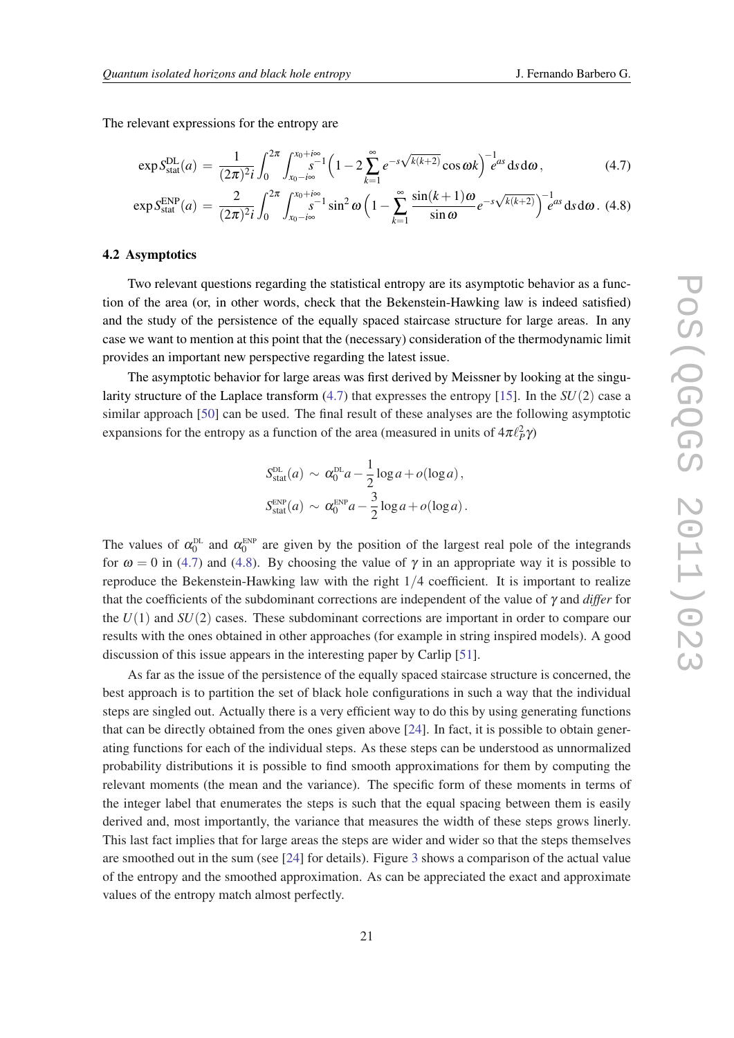The relevant expressions for the entropy are

$$\exp S_{\rm stat}^{\rm DL}(a) = \frac{1}{(2\pi)^2 i}\int_0^{2\pi}\int_{x_0-i\infty}^{x_0+i\infty} s^{-1}\Big(1-2\sum_{k=1}^{\infty}e^{-s\sqrt{k(k+2)}}\cos\omega k\Big)^{-1}e^{as}\,\mathrm{d}s\,\mathrm{d}\omega\,, \tag{4.7}$$

$$\exp S_{\rm stat}^{\rm ENP}(a) = \frac{2}{(2\pi)^2 i}\int_0^{2\pi}\int_{x_0-i\infty}^{x_0+i\infty} s^{-1}\sin^2\omega\Big(1-\sum_{k=1}^{\infty}\frac{\sin(k+1)\omega}{\sin\omega}e^{-s\sqrt{k(k+2)}}\Big)^{-1}e^{as}\,\mathrm{d}s\,\mathrm{d}\omega\,. \tag{4.8}$$

### 4.2 Asymptotics

Two relevant questions regarding the statistical entropy are its asymptotic behavior as a function of the area (or, in other words, check that the Bekenstein-Hawking law is indeed satisfied) and the study of the persistence of the equally spaced staircase structure for large areas. In any case we want to mention at this point that the (necessary) consideration of the thermodynamic limit provides an important new perspective regarding the latest issue.

The asymptotic behavior for large areas was first derived by Meissner by looking at the singularity structure of the Laplace transform (4.7) that expresses the entropy [15]. In the $SU(2)$ case a similar approach [50] can be used. The final result of these analyses are the following asymptotic expansions for the entropy as a function of the area (measured in units of $4\pi\ell_P^2\gamma$)

$$S_{\rm stat}^{\rm DL}(a) \sim \alpha_0^{\rm DL}a-\frac{1}{2}\log a+o(\log a)\,,$$

$$S_{\rm stat}^{\rm ENP}(a) \sim \alpha_0^{\rm ENP}a-\frac{3}{2}\log a+o(\log a)\,.$$

The values of $\alpha_0^{\rm DL}$ and $\alpha_0^{\rm ENP}$ are given by the position of the largest real pole of the integrands for $\omega=0$ in (4.7) and (4.8). By choosing the value of $\gamma$ in an appropriate way it is possible to reproduce the Bekenstein-Hawking law with the right $1/4$ coefficient. It is important to realize that the coefficients of the subdominant corrections are independent of the value of $\gamma$ and *differ* for the $U(1)$ and $SU(2)$ cases. These subdominant corrections are important in order to compare our results with the ones obtained in other approaches (for example in string inspired models). A good discussion of this issue appears in the interesting paper by Carlip [51].

As far as the issue of the persistence of the equally spaced staircase structure is concerned, the best approach is to partition the set of black hole configurations in such a way that the individual steps are singled out. Actually there is a very efficient way to do this by using generating functions that can be directly obtained from the ones given above [24]. In fact, it is possible to obtain generating functions for each of the individual steps. As these steps can be understood as unnormalized probability distributions it is possible to find smooth approximations for them by computing the relevant moments (the mean and the variance). The specific form of these moments in terms of the integer label that enumerates the steps is such that the equal spacing between them is easily derived and, most importantly, the variance that measures the width of these steps grows linerly. This last fact implies that for large areas the steps are wider and wider so that the steps themselves are smoothed out in the sum (see [24] for details). Figure 3 shows a comparison of the actual value of the entropy and the smoothed approximation. As can be appreciated the exact and approximate values of the entropy match almost perfectly.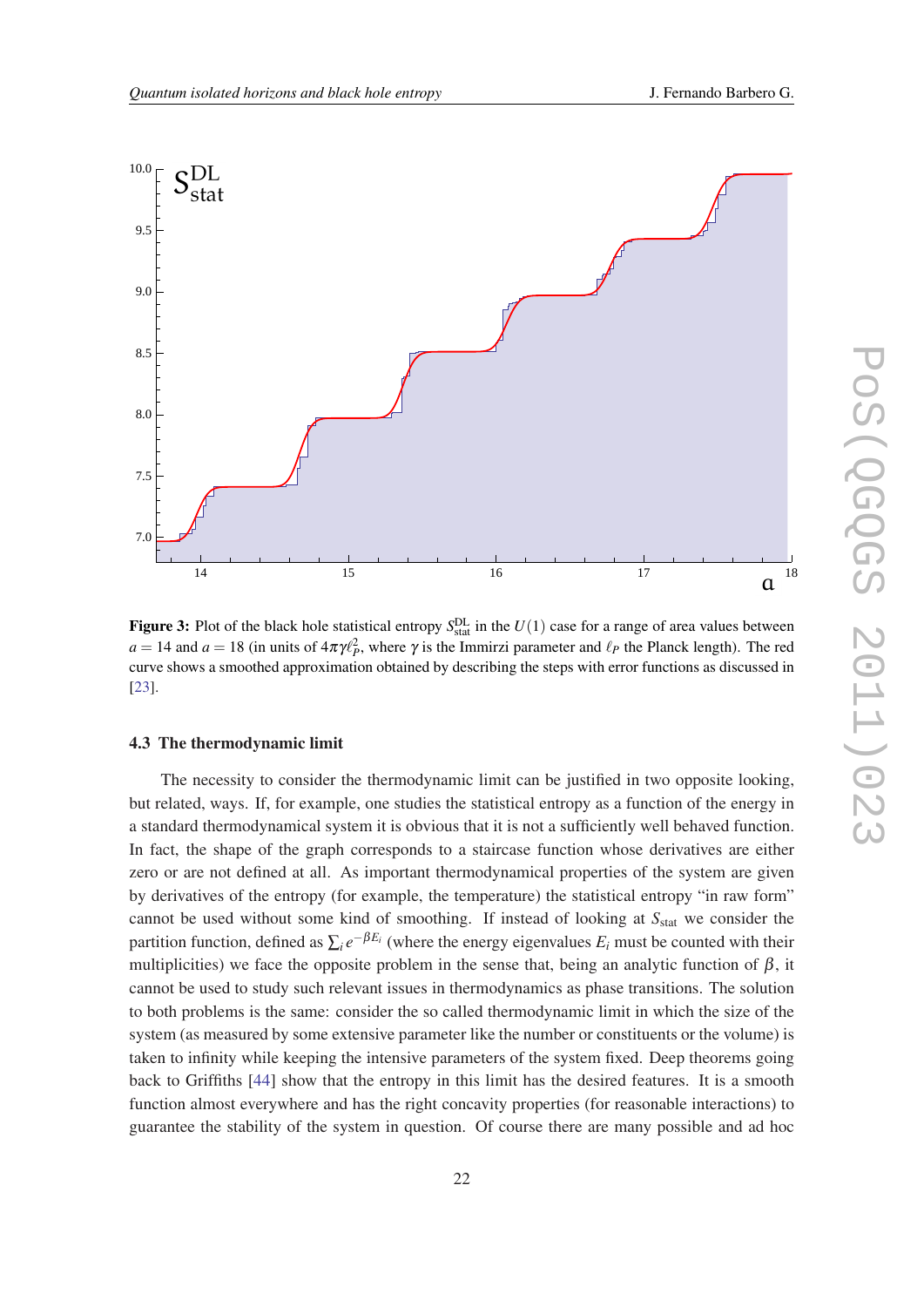**Figure 3:** Plot of the black hole statistical entropy $S^{\rm DL}_{\rm stat}$ in the $U(1)$ case for a range of area values between $a = 14$ and $a = 18$ (in units of $4\pi\gamma\ell_P^2$, where $\gamma$ is the Immirzi parameter and $\ell_P$ the Planck length). The red curve shows a smoothed approximation obtained by describing the steps with error functions as discussed in [23].

### 4.3 The thermodynamic limit

The necessity to consider the thermodynamic limit can be justified in two opposite looking, but related, ways. If, for example, one studies the statistical entropy as a function of the energy in a standard thermodynamical system it is obvious that it is not a sufficiently well behaved function. In fact, the shape of the graph corresponds to a staircase function whose derivatives are either zero or are not defined at all. As important thermodynamical properties of the system are given by derivatives of the entropy (for example, the temperature) the statistical entropy "in raw form" cannot be used without some kind of smoothing. If instead of looking at $S_{\rm stat}$ we consider the partition function, defined as $\sum_i e^{-\beta E_i}$ (where the energy eigenvalues $E_i$ must be counted with their multiplicities) we face the opposite problem in the sense that, being an analytic function of $\beta$, it cannot be used to study such relevant issues in thermodynamics as phase transitions. The solution to both problems is the same: consider the so called thermodynamic limit in which the size of the system (as measured by some extensive parameter like the number or constituents or the volume) is taken to infinity while keeping the intensive parameters of the system fixed. Deep theorems going back to Griffiths [44] show that the entropy in this limit has the desired features. It is a smooth function almost everywhere and has the right concavity properties (for reasonable interactions) to guarantee the stability of the system in question. Of course there are many possible and ad hoc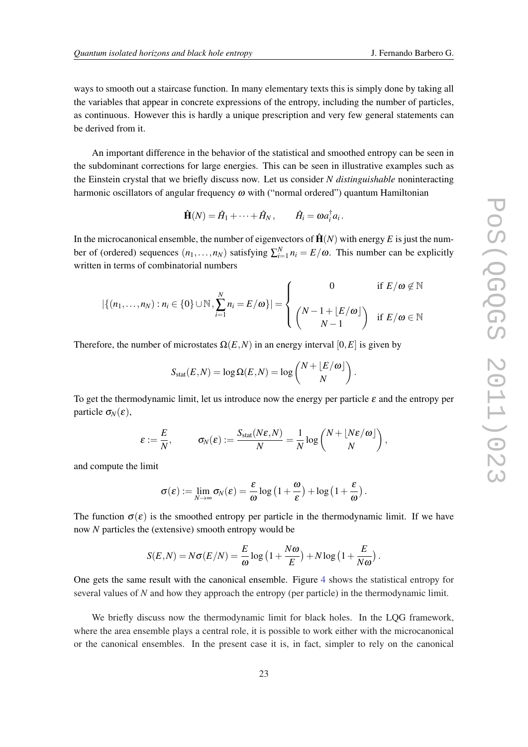ways to smooth out a staircase function. In many elementary texts this is simply done by taking all the variables that appear in concrete expressions of the entropy, including the number of particles, as continuous. However this is hardly a unique prescription and very few general statements can be derived from it.

An important difference in the behavior of the statistical and smoothed entropy can be seen in the subdominant corrections for large energies. This can be seen in illustrative examples such as the Einstein crystal that we briefly discuss now. Let us consider $N$ *distinguishable* noninteracting harmonic oscillators of angular frequency $\omega$ with ("normal ordered") quantum Hamiltonian

$$\hat{\mathbf{H}}(N) = \hat{H}_1 + \cdots + \hat{H}_N\,, \qquad \hat{H}_i = \omega a_i^\dagger a_i\,.$$

In the microcanonical ensemble, the number of eigenvectors of $\hat{\mathbf{H}}(N)$ with energy $E$ is just the number of (ordered) sequences $(n_1, \ldots, n_N)$ satisfying $\sum_{i=1}^N n_i = E/\omega$. This number can be explicitly written in terms of combinatorial numbers

$$|\{(n_1,\ldots,n_N) : n_i \in \{0\}\cup\mathbb{N}, \sum_{i=1}^N n_i = E/\omega\}| = \left\{ \begin{array}{cl} 0 & \text{if } E/\omega \notin \mathbb{N} \\ \\ \dbinom{N-1+\lfloor E/\omega \rfloor}{N-1} & \text{if } E/\omega \in \mathbb{N} \end{array} \right.$$

Therefore, the number of microstates $\Omega(E,N)$ in an energy interval $[0,E]$ is given by

$$S_{\text{stat}}(E,N) = \log \Omega(E,N) = \log \binom{N + \lfloor E/\omega \rfloor}{N}\,.$$

To get the thermodynamic limit, let us introduce now the energy per particle $\varepsilon$ and the entropy per particle $\sigma_N(\varepsilon)$,

$$\varepsilon := \frac{E}{N}, \qquad \sigma_N(\varepsilon) := \frac{S_{\text{stat}}(N\varepsilon, N)}{N} = \frac{1}{N} \log \binom{N + \lfloor N\varepsilon/\omega \rfloor}{N}\,,$$

and compute the limit

$$\sigma(\varepsilon) := \lim_{N\to\infty} \sigma_N(\varepsilon) = \frac{\varepsilon}{\omega} \log\big(1 + \frac{\omega}{\varepsilon}\big) + \log\big(1 + \frac{\varepsilon}{\omega}\big)\,.$$

The function $\sigma(\varepsilon)$ is the smoothed entropy per particle in the thermodynamic limit. If we have now $N$ particles the (extensive) smooth entropy would be

$$S(E,N) = N\sigma(E/N) = \frac{E}{\omega} \log\big(1 + \frac{N\omega}{E}\big) + N \log\big(1 + \frac{E}{N\omega}\big)\,.$$

One gets the same result with the canonical ensemble. Figure 4 shows the statistical entropy for several values of $N$ and how they approach the entropy (per particle) in the thermodynamic limit.

We briefly discuss now the thermodynamic limit for black holes. In the LQG framework, where the area ensemble plays a central role, it is possible to work either with the microcanonical or the canonical ensembles. In the present case it is, in fact, simpler to rely on the canonical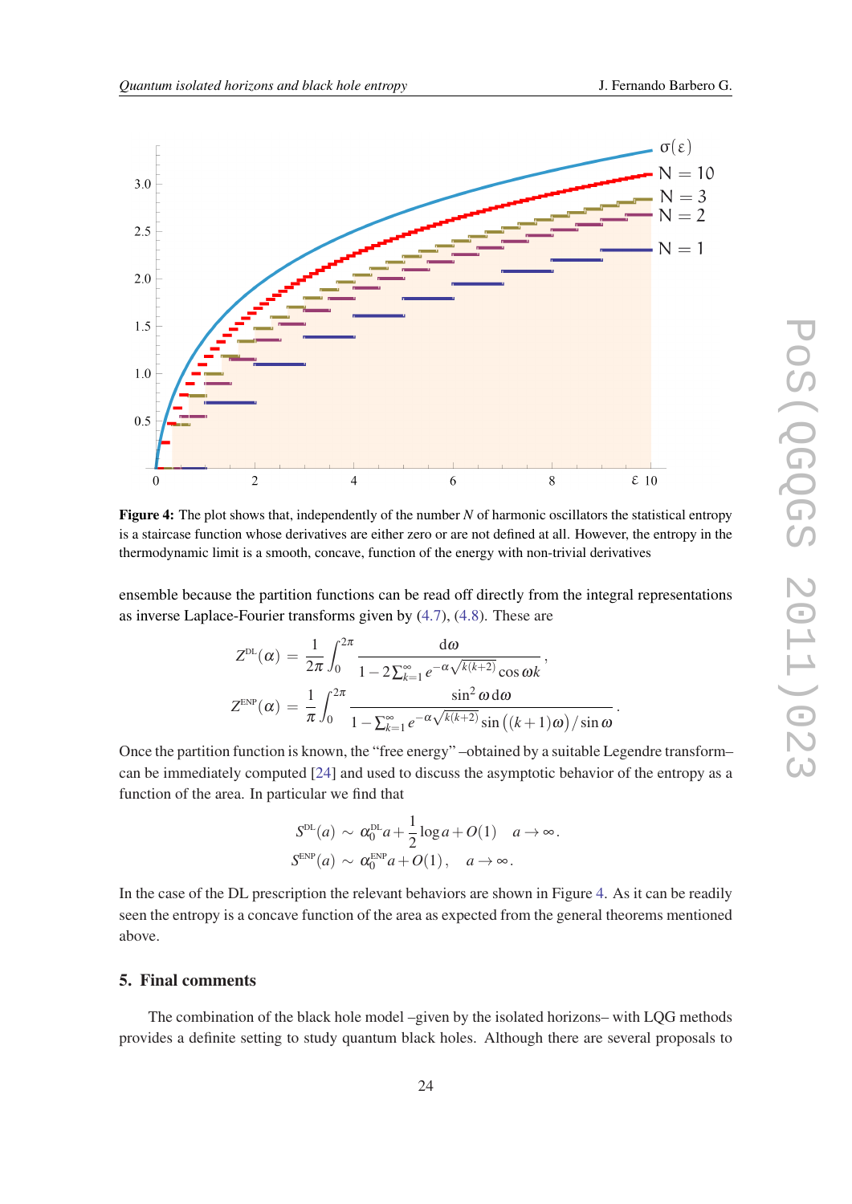**Figure 4:** The plot shows that, independently of the number $N$ of harmonic oscillators the statistical entropy is a staircase function whose derivatives are either zero or are not defined at all. However, the entropy in the thermodynamic limit is a smooth, concave, function of the energy with non-trivial derivatives

ensemble because the partition functions can be read off directly from the integral representations as inverse Laplace-Fourier transforms given by (4.7), (4.8). These are

$$
\begin{aligned}
Z^{\mathrm{DL}}(\alpha) &= \frac{1}{2\pi}\int_0^{2\pi} \frac{\mathrm{d}\omega}{1-2\sum_{k=1}^{\infty} e^{-\alpha\sqrt{k(k+2)}}\cos\omega k}\,,\\
Z^{\mathrm{ENP}}(\alpha) &= \frac{1}{\pi}\int_0^{2\pi} \frac{\sin^2\omega\,\mathrm{d}\omega}{1-\sum_{k=1}^{\infty} e^{-\alpha\sqrt{k(k+2)}}\sin\big((k+1)\omega\big)/\sin\omega}\,.
\end{aligned}
$$

Once the partition function is known, the "free energy" –obtained by a suitable Legendre transform– can be immediately computed [24] and used to discuss the asymptotic behavior of the entropy as a function of the area. In particular we find that

$$
\begin{aligned}
S^{\mathrm{DL}}(a) &\sim \alpha_0^{\mathrm{DL}} a + \frac{1}{2}\log a + O(1) \quad a\to\infty\,.\\
S^{\mathrm{ENP}}(a) &\sim \alpha_0^{\mathrm{ENP}} a + O(1)\,, \quad a\to\infty\,.
\end{aligned}
$$

In the case of the DL prescription the relevant behaviors are shown in Figure 4. As it can be readily seen the entropy is a concave function of the area as expected from the general theorems mentioned above.

## 5. Final comments

The combination of the black hole model –given by the isolated horizons– with LQG methods provides a definite setting to study quantum black holes. Although there are several proposals to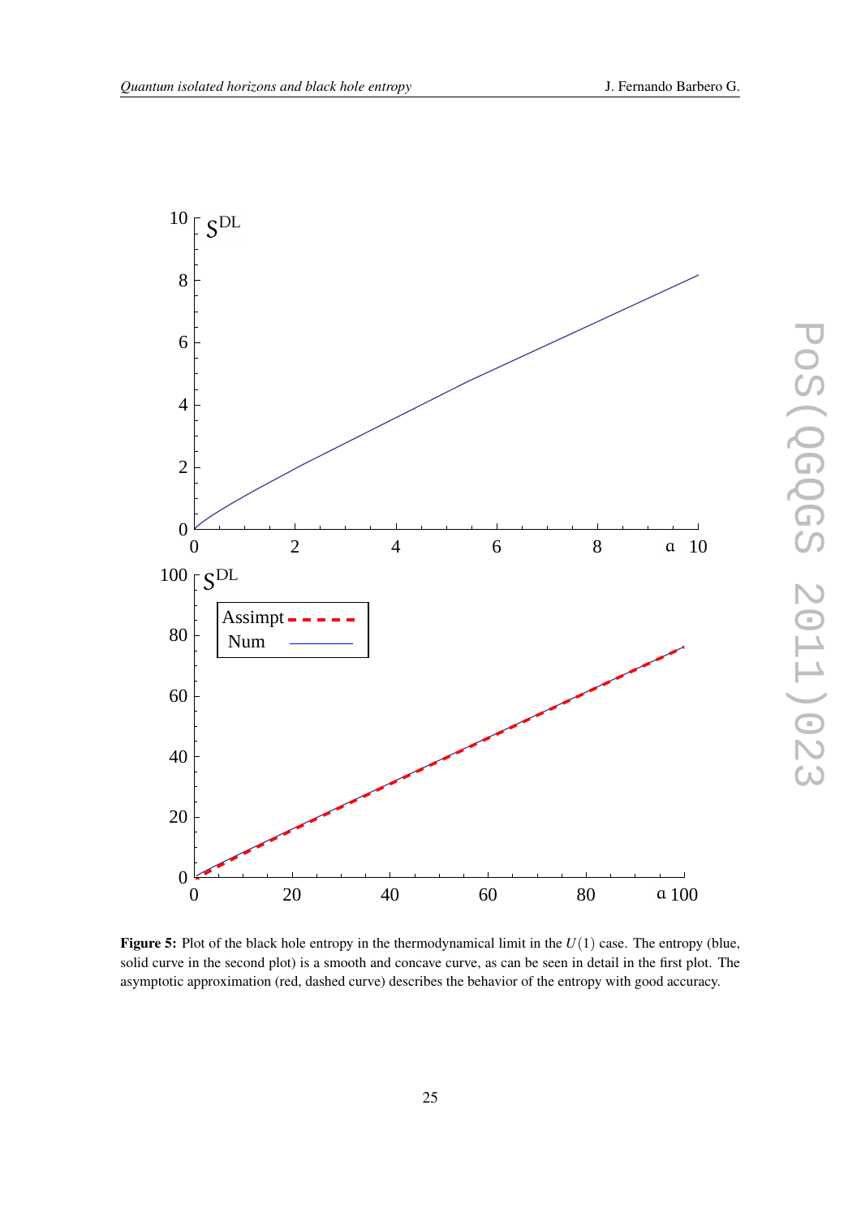**Figure 5:** Plot of the black hole entropy in the thermodynamical limit in the $U(1)$ case. The entropy (blue, solid curve in the second plot) is a smooth and concave curve, as can be seen in detail in the first plot. The asymptotic approximation (red, dashed curve) describes the behavior of the entropy with good accuracy.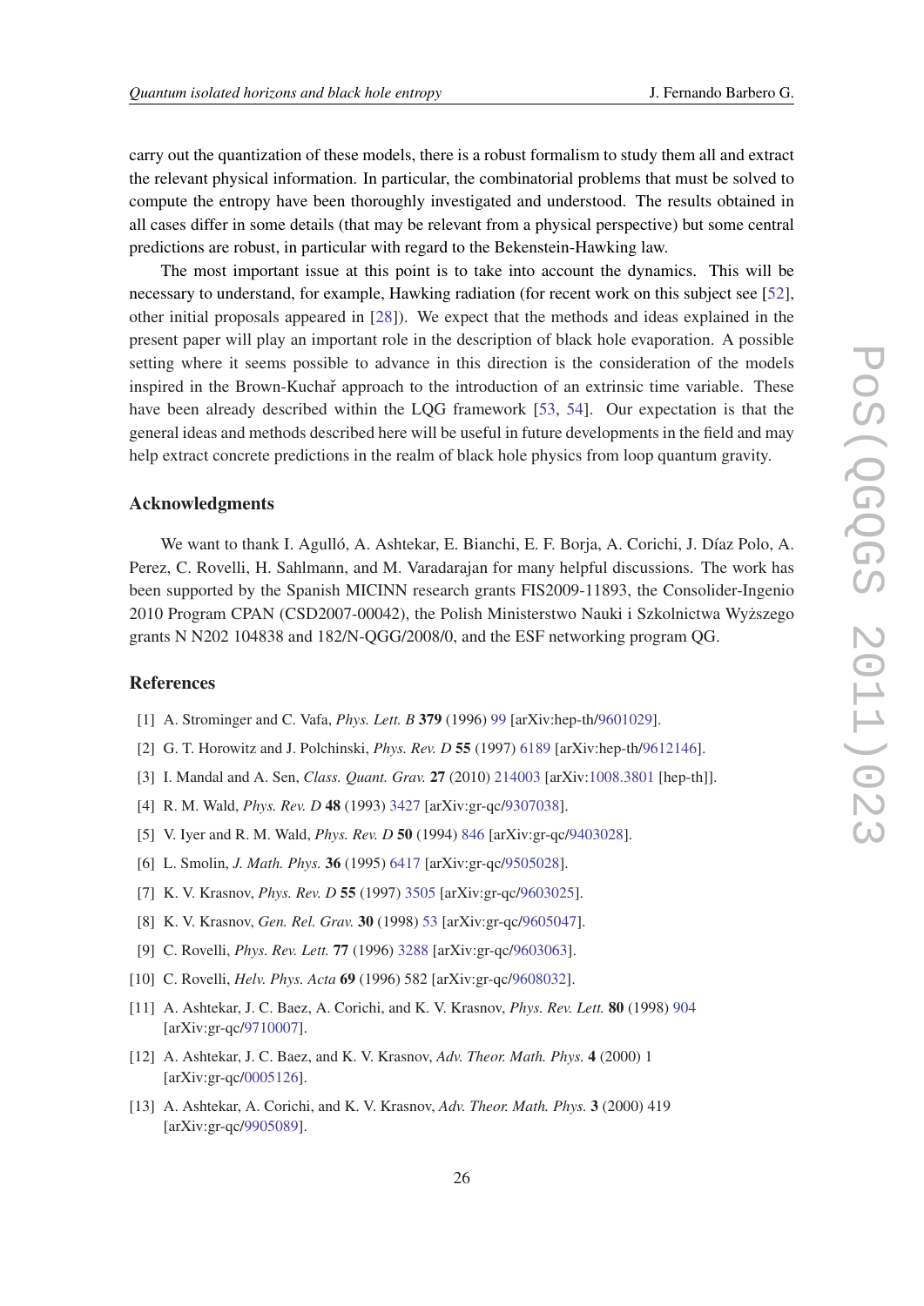carry out the quantization of these models, there is a robust formalism to study them all and extract the relevant physical information. In particular, the combinatorial problems that must be solved to compute the entropy have been thoroughly investigated and understood. The results obtained in all cases differ in some details (that may be relevant from a physical perspective) but some central predictions are robust, in particular with regard to the Bekenstein-Hawking law.

The most important issue at this point is to take into account the dynamics. This will be necessary to understand, for example, Hawking radiation (for recent work on this subject see [52], other initial proposals appeared in [28]). We expect that the methods and ideas explained in the present paper will play an important role in the description of black hole evaporation. A possible setting where it seems possible to advance in this direction is the consideration of the models inspired in the Brown-Kuchař approach to the introduction of an extrinsic time variable. These have been already described within the LQG framework [53, 54]. Our expectation is that the general ideas and methods described here will be useful in future developments in the field and may help extract concrete predictions in the realm of black hole physics from loop quantum gravity.

## Acknowledgments

We want to thank I. Agulló, A. Ashtekar, E. Bianchi, E. F. Borja, A. Corichi, J. Díaz Polo, A. Perez, C. Rovelli, H. Sahlmann, and M. Varadarajan for many helpful discussions. The work has been supported by the Spanish MICINN research grants FIS2009-11893, the Consolider-Ingenio 2010 Program CPAN (CSD2007-00042), the Polish Ministerstwo Nauki i Szkolnictwa Wyższego grants N N202 104838 and 182/N-QGG/2008/0, and the ESF networking program QG.

## References

[1] A. Strominger and C. Vafa, *Phys. Lett. B* **379** (1996) 99 [arXiv:hep-th/9601029].

[2] G. T. Horowitz and J. Polchinski, *Phys. Rev. D* **55** (1997) 6189 [arXiv:hep-th/9612146].

[3] I. Mandal and A. Sen, *Class. Quant. Grav.* **27** (2010) 214003 [arXiv:1008.3801 [hep-th]].

[4] R. M. Wald, *Phys. Rev. D* **48** (1993) 3427 [arXiv:gr-qc/9307038].

[5] V. Iyer and R. M. Wald, *Phys. Rev. D* **50** (1994) 846 [arXiv:gr-qc/9403028].

[6] L. Smolin, *J. Math. Phys.* **36** (1995) 6417 [arXiv:gr-qc/9505028].

[7] K. V. Krasnov, *Phys. Rev. D* **55** (1997) 3505 [arXiv:gr-qc/9603025].

[8] K. V. Krasnov, *Gen. Rel. Grav.* **30** (1998) 53 [arXiv:gr-qc/9605047].

[9] C. Rovelli, *Phys. Rev. Lett.* **77** (1996) 3288 [arXiv:gr-qc/9603063].

[10] C. Rovelli, *Helv. Phys. Acta* **69** (1996) 582 [arXiv:gr-qc/9608032].

[11] A. Ashtekar, J. C. Baez, A. Corichi, and K. V. Krasnov, *Phys. Rev. Lett.* **80** (1998) 904 [arXiv:gr-qc/9710007].

[12] A. Ashtekar, J. C. Baez, and K. V. Krasnov, *Adv. Theor. Math. Phys.* **4** (2000) 1 [arXiv:gr-qc/0005126].

[13] A. Ashtekar, A. Corichi, and K. V. Krasnov, *Adv. Theor. Math. Phys.* **3** (2000) 419 [arXiv:gr-qc/9905089].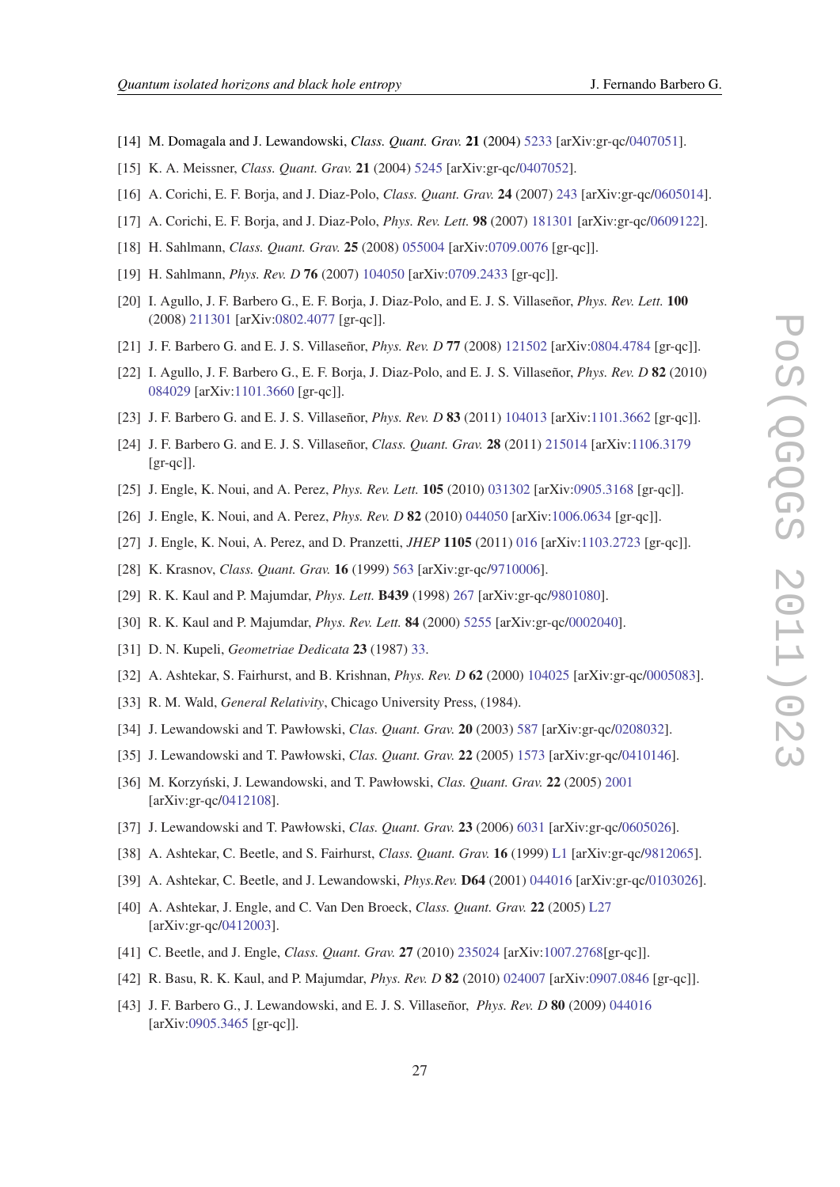[14] M. Domagala and J. Lewandowski, *Class. Quant. Grav.* **21** (2004) 5233 [arXiv:gr-qc/0407051].

[15] K. A. Meissner, *Class. Quant. Grav.* **21** (2004) 5245 [arXiv:gr-qc/0407052].

[16] A. Corichi, E. F. Borja, and J. Diaz-Polo, *Class. Quant. Grav.* **24** (2007) 243 [arXiv:gr-qc/0605014].

[17] A. Corichi, E. F. Borja, and J. Diaz-Polo, *Phys. Rev. Lett.* **98** (2007) 181301 [arXiv:gr-qc/0609122].

[18] H. Sahlmann, *Class. Quant. Grav.* **25** (2008) 055004 [arXiv:0709.0076 [gr-qc]].

[19] H. Sahlmann, *Phys. Rev. D* **76** (2007) 104050 [arXiv:0709.2433 [gr-qc]].

[20] I. Agullo, J. F. Barbero G., E. F. Borja, J. Diaz-Polo, and E. J. S. Villaseñor, *Phys. Rev. Lett.* **100** (2008) 211301 [arXiv:0802.4077 [gr-qc]].

[21] J. F. Barbero G. and E. J. S. Villaseñor, *Phys. Rev. D* **77** (2008) 121502 [arXiv:0804.4784 [gr-qc]].

[22] I. Agullo, J. F. Barbero G., E. F. Borja, J. Diaz-Polo, and E. J. S. Villaseñor, *Phys. Rev. D* **82** (2010) 084029 [arXiv:1101.3660 [gr-qc]].

[23] J. F. Barbero G. and E. J. S. Villaseñor, *Phys. Rev. D* **83** (2011) 104013 [arXiv:1101.3662 [gr-qc]].

[24] J. F. Barbero G. and E. J. S. Villaseñor, *Class. Quant. Grav.* **28** (2011) 215014 [arXiv:1106.3179 [gr-qc]].

[25] J. Engle, K. Noui, and A. Perez, *Phys. Rev. Lett.* **105** (2010) 031302 [arXiv:0905.3168 [gr-qc]].

[26] J. Engle, K. Noui, and A. Perez, *Phys. Rev. D* **82** (2010) 044050 [arXiv:1006.0634 [gr-qc]].

[27] J. Engle, K. Noui, A. Perez, and D. Pranzetti, *JHEP* **1105** (2011) 016 [arXiv:1103.2723 [gr-qc]].

[28] K. Krasnov, *Class. Quant. Grav.* **16** (1999) 563 [arXiv:gr-qc/9710006].

[29] R. K. Kaul and P. Majumdar, *Phys. Lett.* **B439** (1998) 267 [arXiv:gr-qc/9801080].

[30] R. K. Kaul and P. Majumdar, *Phys. Rev. Lett.* **84** (2000) 5255 [arXiv:gr-qc/0002040].

[31] D. N. Kupeli, *Geometriae Dedicata* **23** (1987) 33.

[32] A. Ashtekar, S. Fairhurst, and B. Krishnan, *Phys. Rev. D* **62** (2000) 104025 [arXiv:gr-qc/0005083].

[33] R. M. Wald, *General Relativity*, Chicago University Press, (1984).

[34] J. Lewandowski and T. Pawłowski, *Clas. Quant. Grav.* **20** (2003) 587 [arXiv:gr-qc/0208032].

[35] J. Lewandowski and T. Pawłowski, *Clas. Quant. Grav.* **22** (2005) 1573 [arXiv:gr-qc/0410146].

[36] M. Korzyński, J. Lewandowski, and T. Pawłowski, *Clas. Quant. Grav.* **22** (2005) 2001 [arXiv:gr-qc/0412108].

[37] J. Lewandowski and T. Pawłowski, *Clas. Quant. Grav.* **23** (2006) 6031 [arXiv:gr-qc/0605026].

[38] A. Ashtekar, C. Beetle, and S. Fairhurst, *Class. Quant. Grav.* **16** (1999) L1 [arXiv:gr-qc/9812065].

[39] A. Ashtekar, C. Beetle, and J. Lewandowski, *Phys.Rev.* **D64** (2001) 044016 [arXiv:gr-qc/0103026].

[40] A. Ashtekar, J. Engle, and C. Van Den Broeck, *Class. Quant. Grav.* **22** (2005) L27 [arXiv:gr-qc/0412003].

[41] C. Beetle, and J. Engle, *Class. Quant. Grav.* **27** (2010) 235024 [arXiv:1007.2768[gr-qc]].

[42] R. Basu, R. K. Kaul, and P. Majumdar, *Phys. Rev. D* **82** (2010) 024007 [arXiv:0907.0846 [gr-qc]].

[43] J. F. Barbero G., J. Lewandowski, and E. J. S. Villaseñor, *Phys. Rev. D* **80** (2009) 044016 [arXiv:0905.3465 [gr-qc]].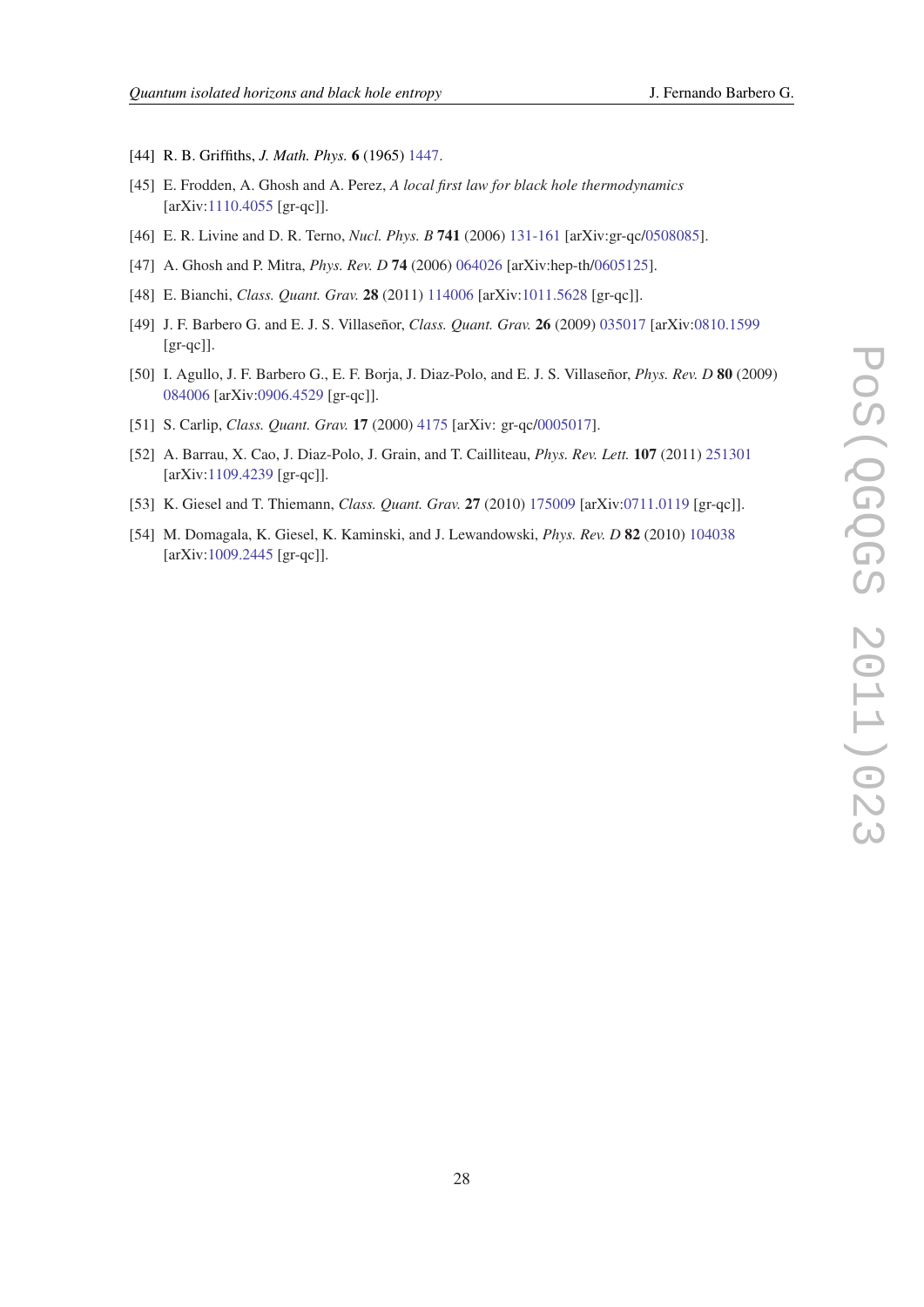[44] R. B. Griffiths, *J. Math. Phys.* **6** (1965) 1447.

[45] E. Frodden, A. Ghosh and A. Perez, *A local first law for black hole thermodynamics* [arXiv:1110.4055 [gr-qc]].

[46] E. R. Livine and D. R. Terno, *Nucl. Phys. B* **741** (2006) 131-161 [arXiv:gr-qc/0508085].

[47] A. Ghosh and P. Mitra, *Phys. Rev. D* **74** (2006) 064026 [arXiv:hep-th/0605125].

[48] E. Bianchi, *Class. Quant. Grav.* **28** (2011) 114006 [arXiv:1011.5628 [gr-qc]].

[49] J. F. Barbero G. and E. J. S. Villaseñor, *Class. Quant. Grav.* **26** (2009) 035017 [arXiv:0810.1599 [gr-qc]].

[50] I. Agullo, J. F. Barbero G., E. F. Borja, J. Diaz-Polo, and E. J. S. Villaseñor, *Phys. Rev. D* **80** (2009) 084006 [arXiv:0906.4529 [gr-qc]].

[51] S. Carlip, *Class. Quant. Grav.* **17** (2000) 4175 [arXiv: gr-qc/0005017].

[52] A. Barrau, X. Cao, J. Diaz-Polo, J. Grain, and T. Cailliteau, *Phys. Rev. Lett.* **107** (2011) 251301 [arXiv:1109.4239 [gr-qc]].

[53] K. Giesel and T. Thiemann, *Class. Quant. Grav.* **27** (2010) 175009 [arXiv:0711.0119 [gr-qc]].

[54] M. Domagala, K. Giesel, K. Kaminski, and J. Lewandowski, *Phys. Rev. D* **82** (2010) 104038 [arXiv:1009.2445 [gr-qc]].